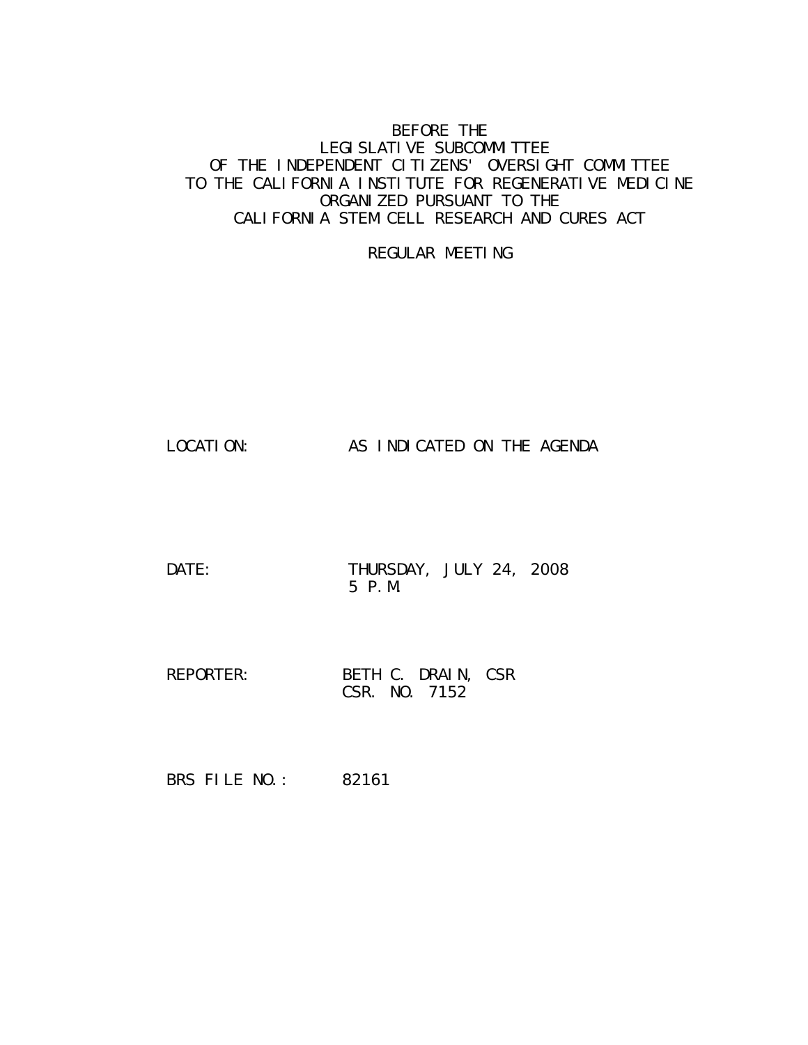BEFORE THE
LEGISLATIVE SUBCOMMITTEE
OF THE INDEPENDENT CITIZENS' OVERSIGHT COMMITTEE
TO THE CALIFORNIA INSTITUTE FOR REGENERATIVE MEDICINE
ORGANIZED PURSUANT TO THE
CALIFORNIA STEM CELL RESEARCH AND CURES ACT

REGULAR MEETING

LOCATION: AS INDICATED ON THE AGENDA

DATE: THURSDAY, JULY 24, 2008
5 P.M.

REPORTER: BETH C. DRAIN, CSR
CSR. NO. 7152

BRS FILE NO.: 82161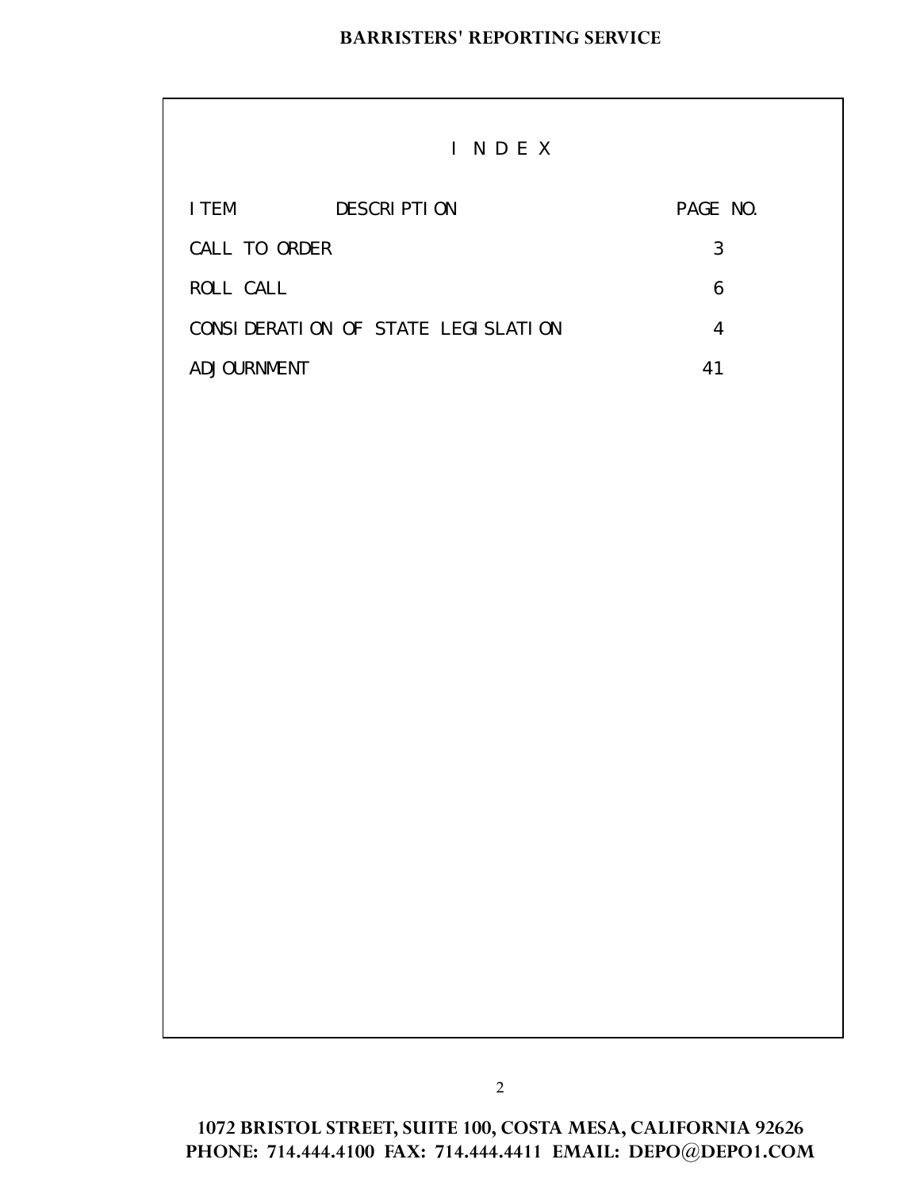# I N D E X

| ITEM DESCRIPTION | PAGE NO. |
| --- | --- |
| CALL TO ORDER | 3 |
| ROLL CALL | 6 |
| CONSIDERATION OF STATE LEGISLATION | 4 |
| ADJOURNMENT | 41 |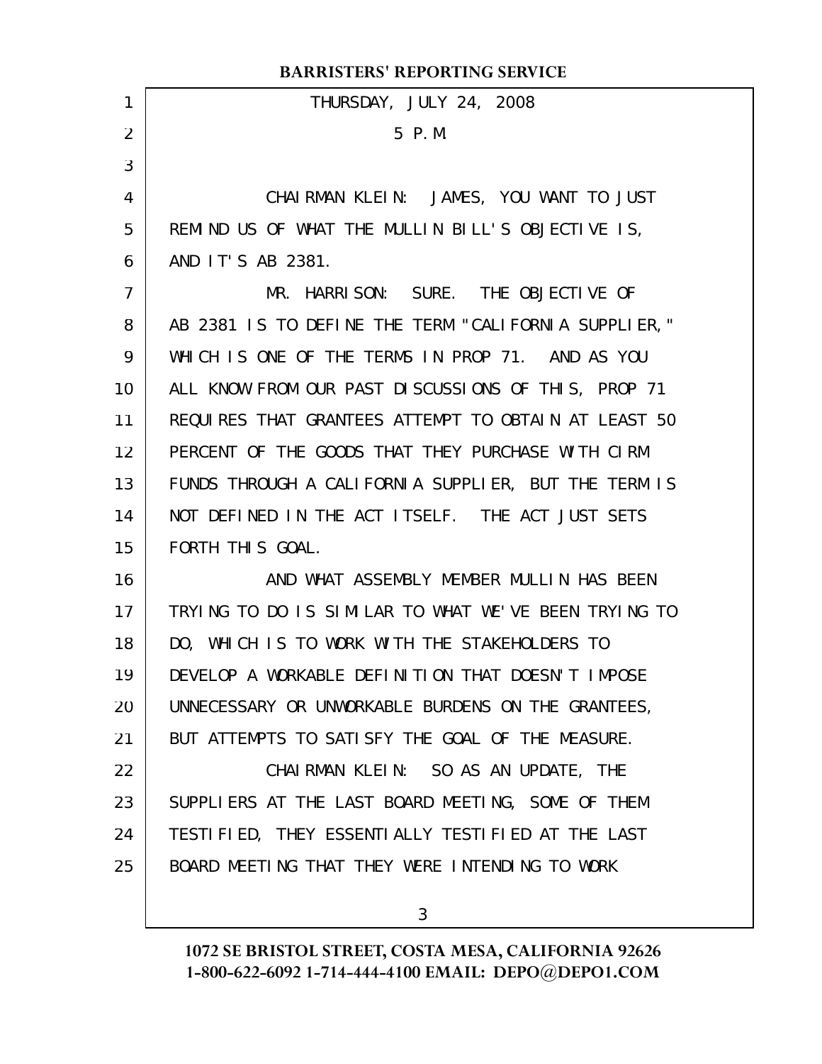THURSDAY, JULY 24, 2008

5 P.M.

CHAIRMAN KLEIN: JAMES, YOU WANT TO JUST REMIND US OF WHAT THE MULLIN BILL'S OBJECTIVE IS, AND IT'S AB 2381.

MR. HARRISON: SURE. THE OBJECTIVE OF AB 2381 IS TO DEFINE THE TERM "CALIFORNIA SUPPLIER," WHICH IS ONE OF THE TERMS IN PROP 71. AND AS YOU ALL KNOW FROM OUR PAST DISCUSSIONS OF THIS, PROP 71 REQUIRES THAT GRANTEES ATTEMPT TO OBTAIN AT LEAST 50 PERCENT OF THE GOODS THAT THEY PURCHASE WITH CIRM FUNDS THROUGH A CALIFORNIA SUPPLIER, BUT THE TERM IS NOT DEFINED IN THE ACT ITSELF. THE ACT JUST SETS FORTH THIS GOAL.

AND WHAT ASSEMBLY MEMBER MULLIN HAS BEEN TRYING TO DO IS SIMILAR TO WHAT WE'VE BEEN TRYING TO DO, WHICH IS TO WORK WITH THE STAKEHOLDERS TO DEVELOP A WORKABLE DEFINITION THAT DOESN'T IMPOSE UNNECESSARY OR UNWORKABLE BURDENS ON THE GRANTEES, BUT ATTEMPTS TO SATISFY THE GOAL OF THE MEASURE.

CHAIRMAN KLEIN: SO AS AN UPDATE, THE SUPPLIERS AT THE LAST BOARD MEETING, SOME OF THEM TESTIFIED, THEY ESSENTIALLY TESTIFIED AT THE LAST BOARD MEETING THAT THEY WERE INTENDING TO WORK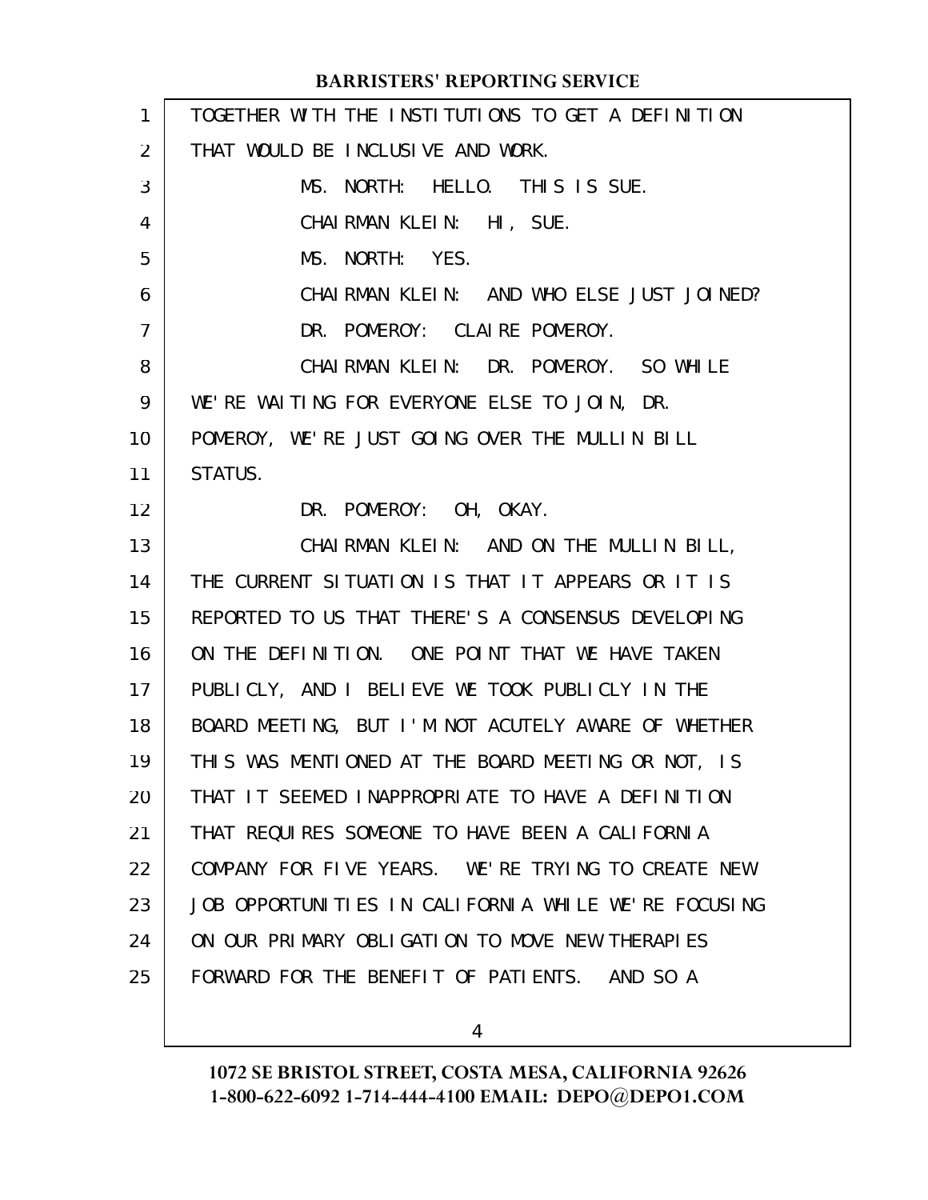TOGETHER WITH THE INSTITUTIONS TO GET A DEFINITION THAT WOULD BE INCLUSIVE AND WORK.

MS. NORTH: HELLO. THIS IS SUE.

CHAIRMAN KLEIN: HI, SUE.

MS. NORTH: YES.

CHAIRMAN KLEIN: AND WHO ELSE JUST JOINED?

DR. POMEROY: CLAIRE POMEROY.

CHAIRMAN KLEIN: DR. POMEROY. SO WHILE WE'RE WAITING FOR EVERYONE ELSE TO JOIN, DR. POMEROY, WE'RE JUST GOING OVER THE MULLIN BILL STATUS.

DR. POMEROY: OH, OKAY.

CHAIRMAN KLEIN: AND ON THE MULLIN BILL, THE CURRENT SITUATION IS THAT IT APPEARS OR IT IS REPORTED TO US THAT THERE'S A CONSENSUS DEVELOPING ON THE DEFINITION. ONE POINT THAT WE HAVE TAKEN PUBLICLY, AND I BELIEVE WE TOOK PUBLICLY IN THE BOARD MEETING, BUT I'M NOT ACUTELY AWARE OF WHETHER THIS WAS MENTIONED AT THE BOARD MEETING OR NOT, IS THAT IT SEEMED INAPPROPRIATE TO HAVE A DEFINITION THAT REQUIRES SOMEONE TO HAVE BEEN A CALIFORNIA COMPANY FOR FIVE YEARS. WE'RE TRYING TO CREATE NEW JOB OPPORTUNITIES IN CALIFORNIA WHILE WE'RE FOCUSING ON OUR PRIMARY OBLIGATION TO MOVE NEW THERAPIES FORWARD FOR THE BENEFIT OF PATIENTS. AND SO A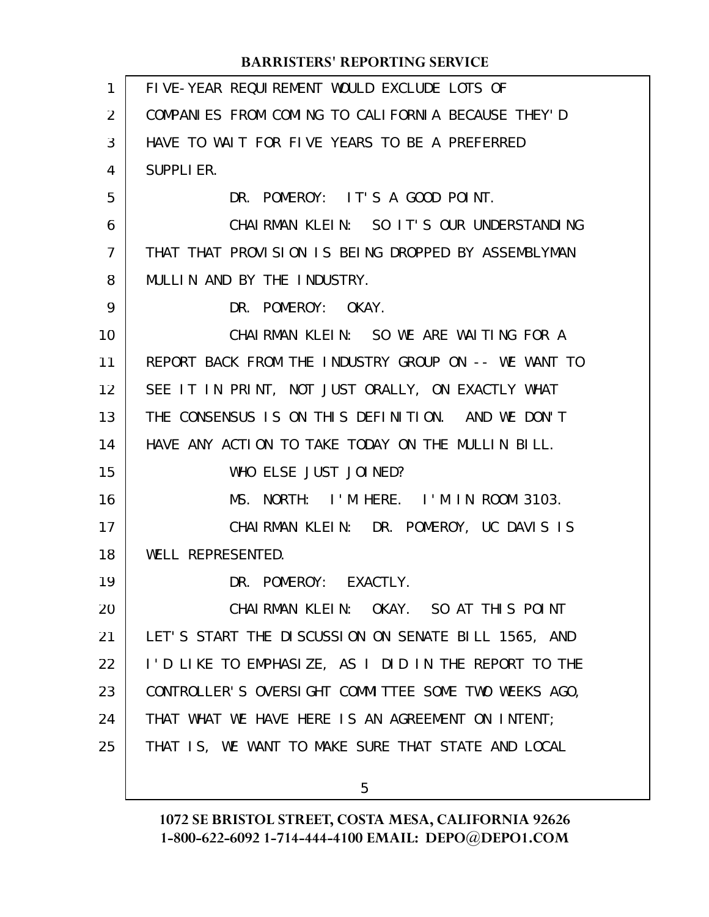FIVE-YEAR REQUIREMENT WOULD EXCLUDE LOTS OF COMPANIES FROM COMING TO CALIFORNIA BECAUSE THEY'D HAVE TO WAIT FOR FIVE YEARS TO BE A PREFERRED SUPPLIER.

DR. POMEROY: IT'S A GOOD POINT.

CHAIRMAN KLEIN: SO IT'S OUR UNDERSTANDING THAT THAT PROVISION IS BEING DROPPED BY ASSEMBLYMAN MULLIN AND BY THE INDUSTRY.

DR. POMEROY: OKAY.

CHAIRMAN KLEIN: SO WE ARE WAITING FOR A REPORT BACK FROM THE INDUSTRY GROUP ON -- WE WANT TO SEE IT IN PRINT, NOT JUST ORALLY, ON EXACTLY WHAT THE CONSENSUS IS ON THIS DEFINITION. AND WE DON'T HAVE ANY ACTION TO TAKE TODAY ON THE MULLIN BILL.

WHO ELSE JUST JOINED?

MS. NORTH: I'M HERE. I'M IN ROOM 3103.

CHAIRMAN KLEIN: DR. POMEROY, UC DAVIS IS WELL REPRESENTED.

DR. POMEROY: EXACTLY.

CHAIRMAN KLEIN: OKAY. SO AT THIS POINT LET'S START THE DISCUSSION ON SENATE BILL 1565, AND I'D LIKE TO EMPHASIZE, AS I DID IN THE REPORT TO THE CONTROLLER'S OVERSIGHT COMMITTEE SOME TWO WEEKS AGO, THAT WHAT WE HAVE HERE IS AN AGREEMENT ON INTENT; THAT IS, WE WANT TO MAKE SURE THAT STATE AND LOCAL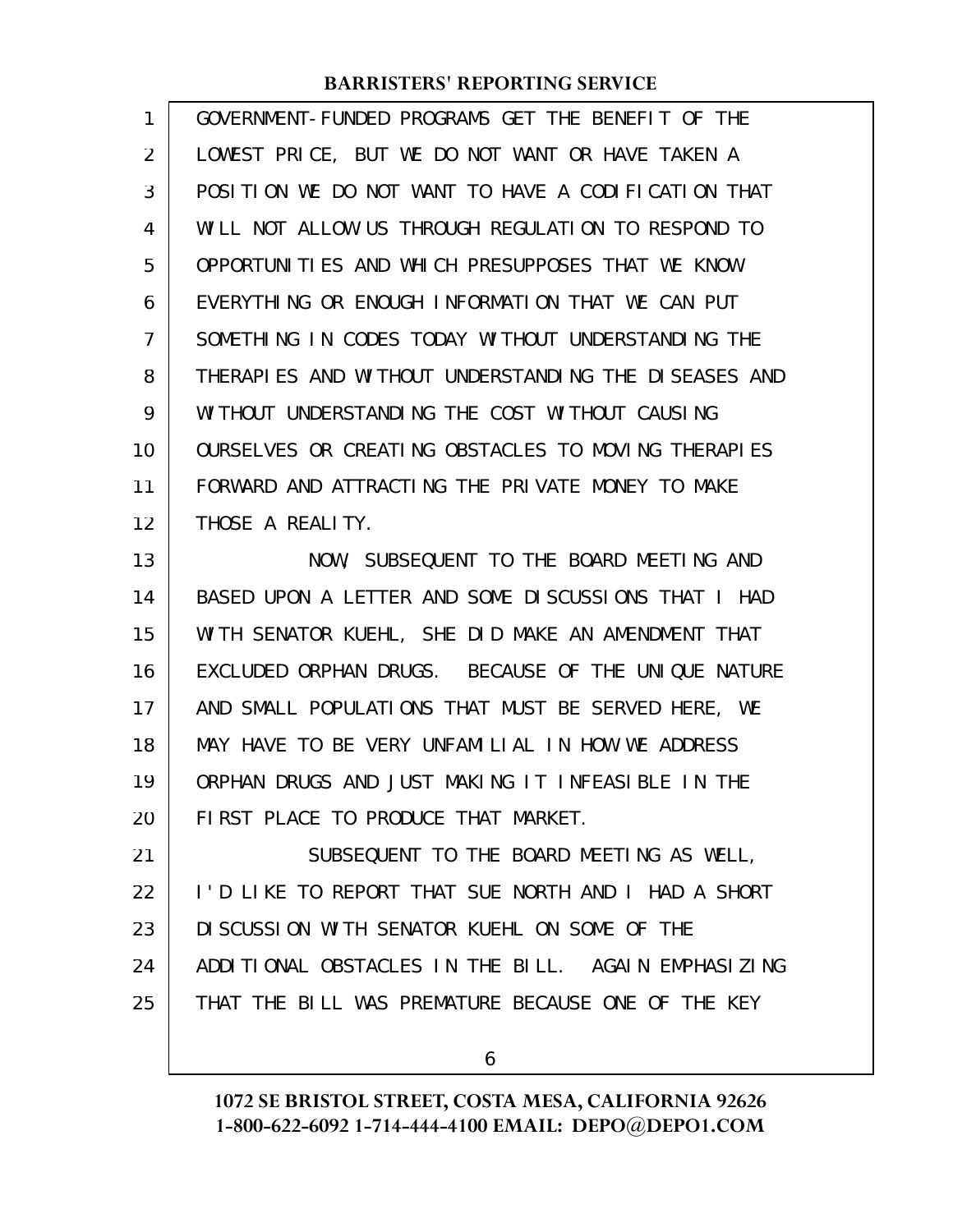GOVERNMENT-FUNDED PROGRAMS GET THE BENEFIT OF THE LOWEST PRICE, BUT WE DO NOT WANT OR HAVE TAKEN A POSITION WE DO NOT WANT TO HAVE A CODIFICATION THAT WILL NOT ALLOW US THROUGH REGULATION TO RESPOND TO OPPORTUNITIES AND WHICH PRESUPPOSES THAT WE KNOW EVERYTHING OR ENOUGH INFORMATION THAT WE CAN PUT SOMETHING IN CODES TODAY WITHOUT UNDERSTANDING THE THERAPIES AND WITHOUT UNDERSTANDING THE DISEASES AND WITHOUT UNDERSTANDING THE COST WITHOUT CAUSING OURSELVES OR CREATING OBSTACLES TO MOVING THERAPIES FORWARD AND ATTRACTING THE PRIVATE MONEY TO MAKE THOSE A REALITY.

NOW, SUBSEQUENT TO THE BOARD MEETING AND BASED UPON A LETTER AND SOME DISCUSSIONS THAT I HAD WITH SENATOR KUEHL, SHE DID MAKE AN AMENDMENT THAT EXCLUDED ORPHAN DRUGS. BECAUSE OF THE UNIQUE NATURE AND SMALL POPULATIONS THAT MUST BE SERVED HERE, WE MAY HAVE TO BE VERY UNFAMILIAL IN HOW WE ADDRESS ORPHAN DRUGS AND JUST MAKING IT INFEASIBLE IN THE FIRST PLACE TO PRODUCE THAT MARKET.

SUBSEQUENT TO THE BOARD MEETING AS WELL, I'D LIKE TO REPORT THAT SUE NORTH AND I HAD A SHORT DISCUSSION WITH SENATOR KUEHL ON SOME OF THE ADDITIONAL OBSTACLES IN THE BILL. AGAIN EMPHASIZING THAT THE BILL WAS PREMATURE BECAUSE ONE OF THE KEY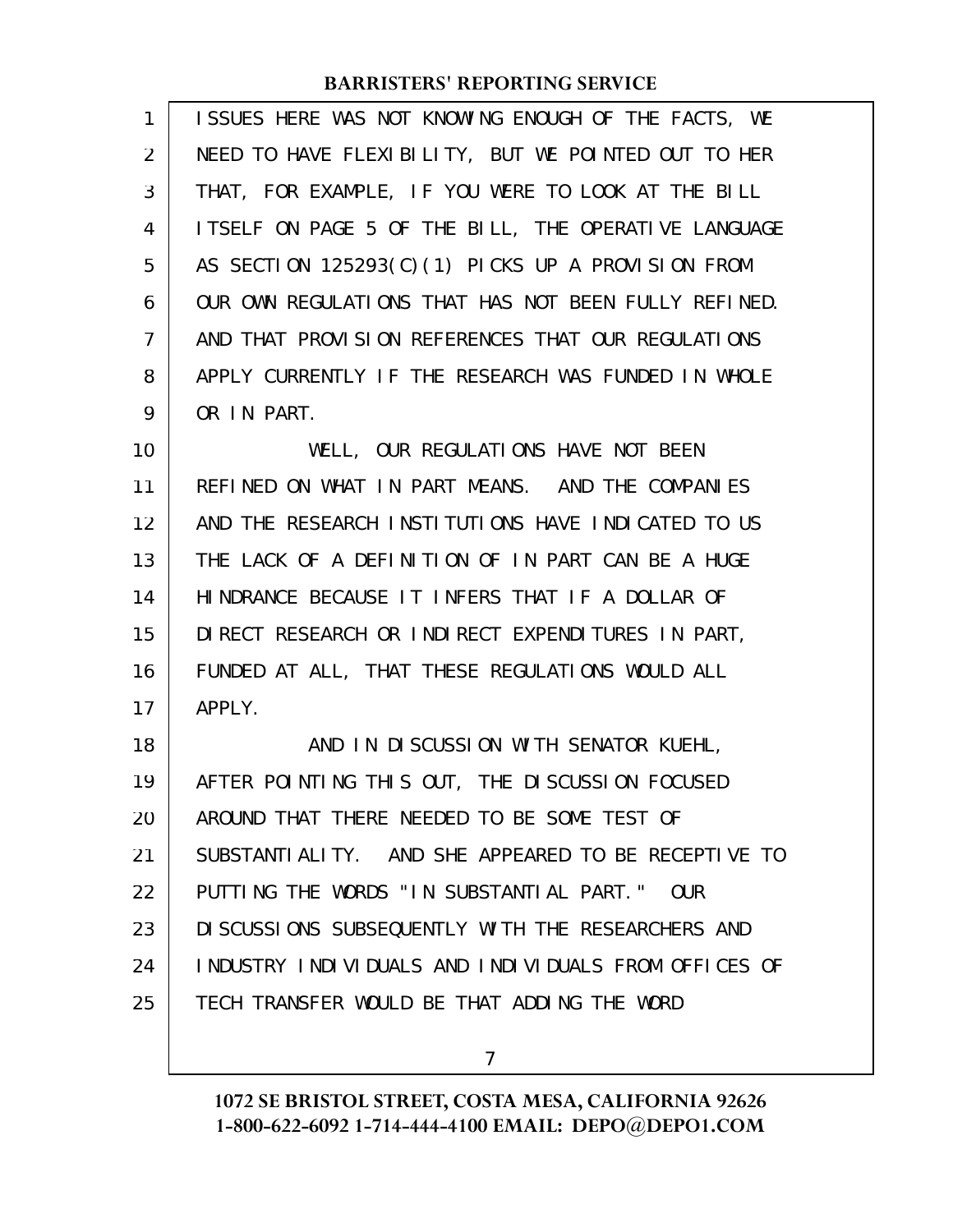ISSUES HERE WAS NOT KNOWING ENOUGH OF THE FACTS, WE NEED TO HAVE FLEXIBILITY, BUT WE POINTED OUT TO HER THAT, FOR EXAMPLE, IF YOU WERE TO LOOK AT THE BILL ITSELF ON PAGE 5 OF THE BILL, THE OPERATIVE LANGUAGE AS SECTION 125293(C)(1) PICKS UP A PROVISION FROM OUR OWN REGULATIONS THAT HAS NOT BEEN FULLY REFINED. AND THAT PROVISION REFERENCES THAT OUR REGULATIONS APPLY CURRENTLY IF THE RESEARCH WAS FUNDED IN WHOLE OR IN PART.

WELL, OUR REGULATIONS HAVE NOT BEEN REFINED ON WHAT IN PART MEANS. AND THE COMPANIES AND THE RESEARCH INSTITUTIONS HAVE INDICATED TO US THE LACK OF A DEFINITION OF IN PART CAN BE A HUGE HINDRANCE BECAUSE IT INFERS THAT IF A DOLLAR OF DIRECT RESEARCH OR INDIRECT EXPENDITURES IN PART, FUNDED AT ALL, THAT THESE REGULATIONS WOULD ALL APPLY.

AND IN DISCUSSION WITH SENATOR KUEHL, AFTER POINTING THIS OUT, THE DISCUSSION FOCUSED AROUND THAT THERE NEEDED TO BE SOME TEST OF SUBSTANTIALITY. AND SHE APPEARED TO BE RECEPTIVE TO PUTTING THE WORDS "IN SUBSTANTIAL PART." OUR DISCUSSIONS SUBSEQUENTLY WITH THE RESEARCHERS AND INDUSTRY INDIVIDUALS AND INDIVIDUALS FROM OFFICES OF TECH TRANSFER WOULD BE THAT ADDING THE WORD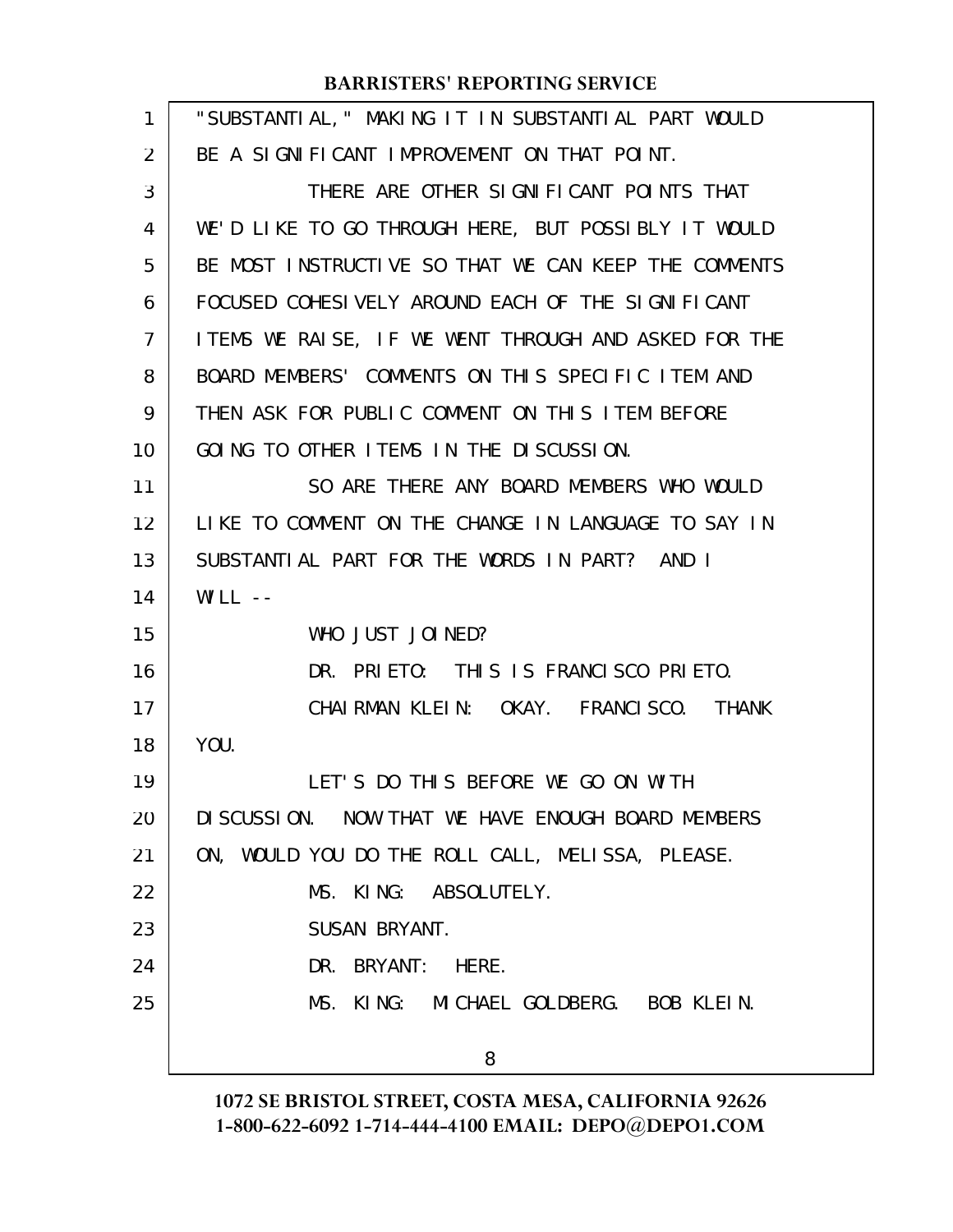"SUBSTANTIAL," MAKING IT IN SUBSTANTIAL PART WOULD BE A SIGNIFICANT IMPROVEMENT ON THAT POINT.

THERE ARE OTHER SIGNIFICANT POINTS THAT WE'D LIKE TO GO THROUGH HERE, BUT POSSIBLY IT WOULD BE MOST INSTRUCTIVE SO THAT WE CAN KEEP THE COMMENTS FOCUSED COHESIVELY AROUND EACH OF THE SIGNIFICANT ITEMS WE RAISE, IF WE WENT THROUGH AND ASKED FOR THE BOARD MEMBERS' COMMENTS ON THIS SPECIFIC ITEM AND THEN ASK FOR PUBLIC COMMENT ON THIS ITEM BEFORE GOING TO OTHER ITEMS IN THE DISCUSSION.

SO ARE THERE ANY BOARD MEMBERS WHO WOULD LIKE TO COMMENT ON THE CHANGE IN LANGUAGE TO SAY IN SUBSTANTIAL PART FOR THE WORDS IN PART? AND I WILL --

WHO JUST JOINED?

DR. PRIETO: THIS IS FRANCISCO PRIETO.

CHAIRMAN KLEIN: OKAY. FRANCISCO. THANK YOU.

LET'S DO THIS BEFORE WE GO ON WITH DISCUSSION. NOW THAT WE HAVE ENOUGH BOARD MEMBERS ON, WOULD YOU DO THE ROLL CALL, MELISSA, PLEASE.

MS. KING: ABSOLUTELY.

SUSAN BRYANT.

DR. BRYANT: HERE.

MS. KING: MICHAEL GOLDBERG. BOB KLEIN.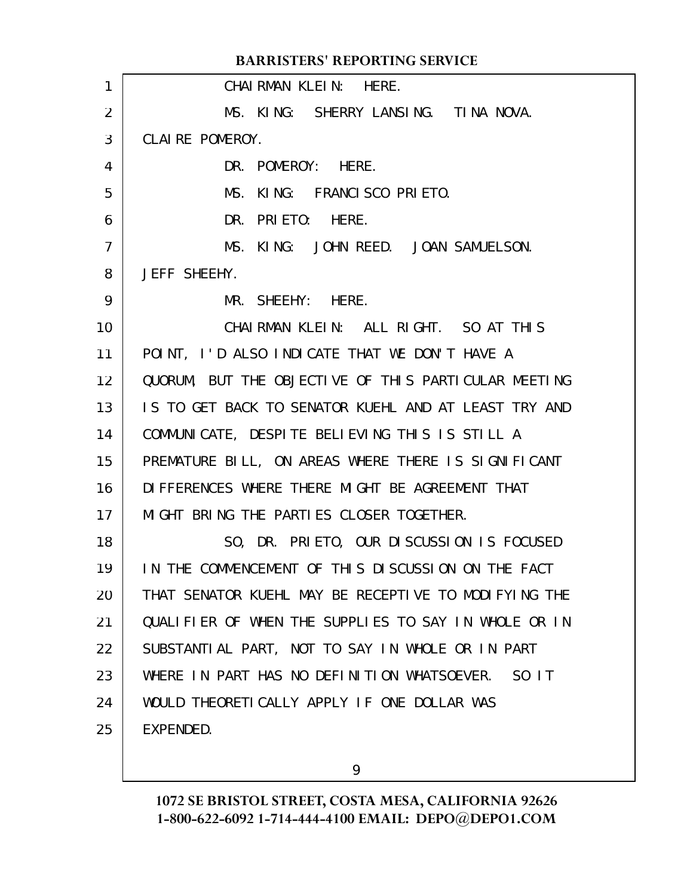CHAIRMAN KLEIN: HERE.

MS. KING: SHERRY LANSING. TINA NOVA. CLAIRE POMEROY.

DR. POMEROY: HERE.

MS. KING: FRANCISCO PRIETO.

DR. PRIETO: HERE.

MS. KING: JOHN REED. JOAN SAMUELSON. JEFF SHEEHY.

MR. SHEEHY: HERE.

CHAIRMAN KLEIN: ALL RIGHT. SO AT THIS POINT, I'D ALSO INDICATE THAT WE DON'T HAVE A QUORUM, BUT THE OBJECTIVE OF THIS PARTICULAR MEETING IS TO GET BACK TO SENATOR KUEHL AND AT LEAST TRY AND COMMUNICATE, DESPITE BELIEVING THIS IS STILL A PREMATURE BILL, ON AREAS WHERE THERE IS SIGNIFICANT DIFFERENCES WHERE THERE MIGHT BE AGREEMENT THAT MIGHT BRING THE PARTIES CLOSER TOGETHER.

SO, DR. PRIETO, OUR DISCUSSION IS FOCUSED IN THE COMMENCEMENT OF THIS DISCUSSION ON THE FACT THAT SENATOR KUEHL MAY BE RECEPTIVE TO MODIFYING THE QUALIFIER OF WHEN THE SUPPLIES TO SAY IN WHOLE OR IN SUBSTANTIAL PART, NOT TO SAY IN WHOLE OR IN PART WHERE IN PART HAS NO DEFINITION WHATSOEVER. SO IT WOULD THEORETICALLY APPLY IF ONE DOLLAR WAS EXPENDED.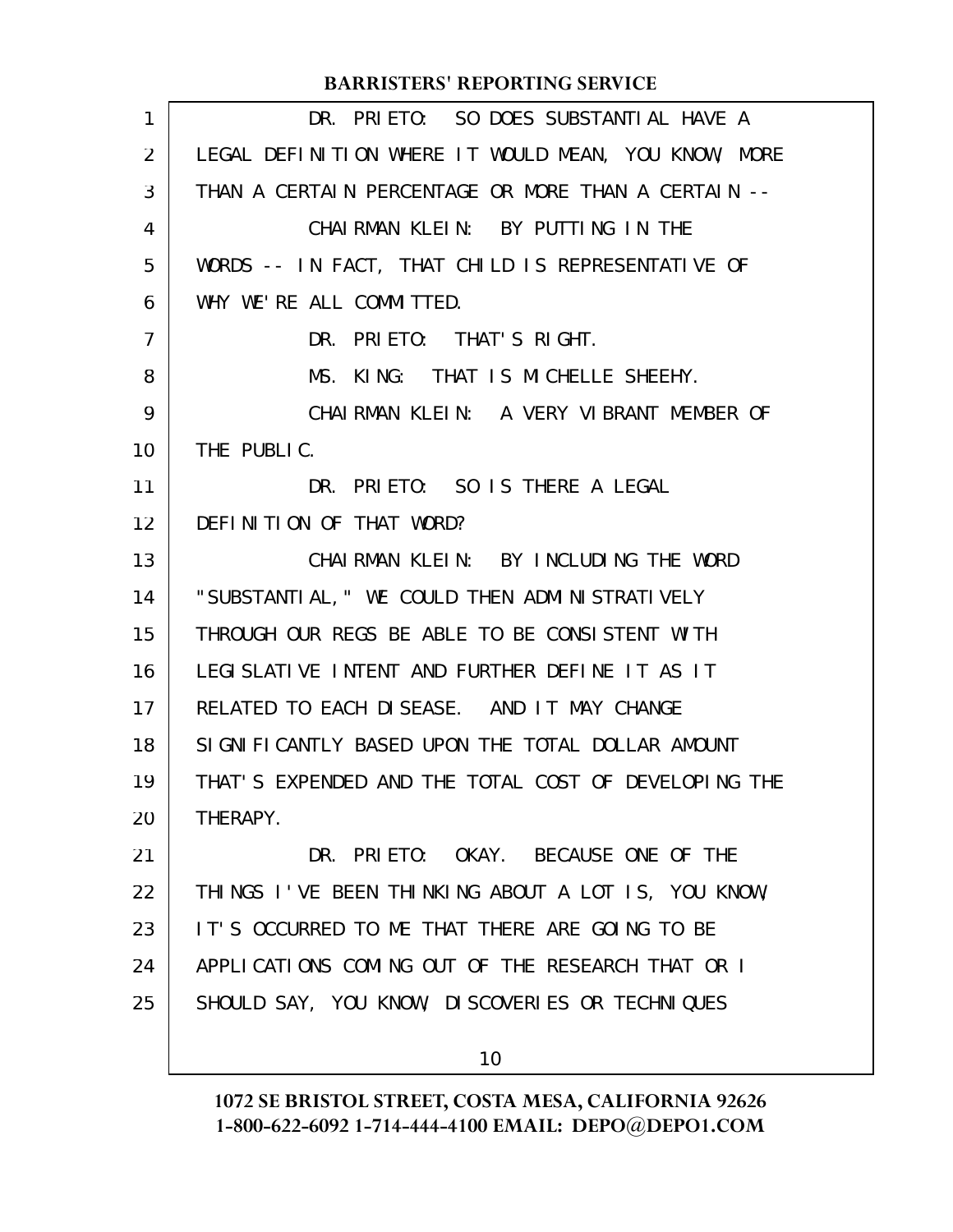DR. PRIETO: SO DOES SUBSTANTIAL HAVE A LEGAL DEFINITION WHERE IT WOULD MEAN, YOU KNOW, MORE THAN A CERTAIN PERCENTAGE OR MORE THAN A CERTAIN --

CHAIRMAN KLEIN: BY PUTTING IN THE WORDS -- IN FACT, THAT CHILD IS REPRESENTATIVE OF WHY WE'RE ALL COMMITTED.

DR. PRIETO: THAT'S RIGHT.

MS. KING: THAT IS MICHELLE SHEEHY.

CHAIRMAN KLEIN: A VERY VIBRANT MEMBER OF THE PUBLIC.

DR. PRIETO: SO IS THERE A LEGAL DEFINITION OF THAT WORD?

CHAIRMAN KLEIN: BY INCLUDING THE WORD "SUBSTANTIAL," WE COULD THEN ADMINISTRATIVELY THROUGH OUR REGS BE ABLE TO BE CONSISTENT WITH LEGISLATIVE INTENT AND FURTHER DEFINE IT AS IT RELATED TO EACH DISEASE. AND IT MAY CHANGE SIGNIFICANTLY BASED UPON THE TOTAL DOLLAR AMOUNT THAT'S EXPENDED AND THE TOTAL COST OF DEVELOPING THE THERAPY.

DR. PRIETO: OKAY. BECAUSE ONE OF THE THINGS I'VE BEEN THINKING ABOUT A LOT IS, YOU KNOW, IT'S OCCURRED TO ME THAT THERE ARE GOING TO BE APPLICATIONS COMING OUT OF THE RESEARCH THAT OR I SHOULD SAY, YOU KNOW, DISCOVERIES OR TECHNIQUES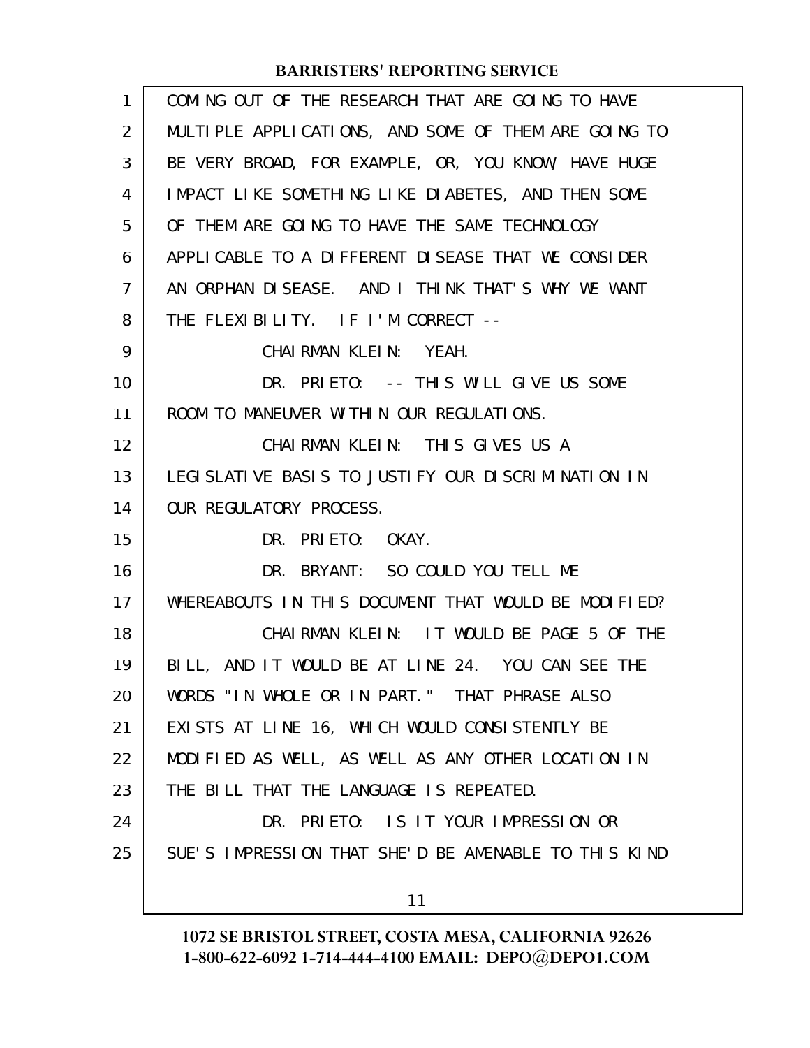COMING OUT OF THE RESEARCH THAT ARE GOING TO HAVE MULTIPLE APPLICATIONS, AND SOME OF THEM ARE GOING TO BE VERY BROAD, FOR EXAMPLE, OR, YOU KNOW, HAVE HUGE IMPACT LIKE SOMETHING LIKE DIABETES, AND THEN SOME OF THEM ARE GOING TO HAVE THE SAME TECHNOLOGY APPLICABLE TO A DIFFERENT DISEASE THAT WE CONSIDER AN ORPHAN DISEASE. AND I THINK THAT'S WHY WE WANT THE FLEXIBILITY. IF I'M CORRECT --

CHAIRMAN KLEIN: YEAH.

DR. PRIETO: -- THIS WILL GIVE US SOME ROOM TO MANEUVER WITHIN OUR REGULATIONS.

CHAIRMAN KLEIN: THIS GIVES US A LEGISLATIVE BASIS TO JUSTIFY OUR DISCRIMINATION IN OUR REGULATORY PROCESS.

DR. PRIETO: OKAY.

DR. BRYANT: SO COULD YOU TELL ME WHEREABOUTS IN THIS DOCUMENT THAT WOULD BE MODIFIED?

CHAIRMAN KLEIN: IT WOULD BE PAGE 5 OF THE BILL, AND IT WOULD BE AT LINE 24. YOU CAN SEE THE WORDS "IN WHOLE OR IN PART." THAT PHRASE ALSO EXISTS AT LINE 16, WHICH WOULD CONSISTENTLY BE MODIFIED AS WELL, AS WELL AS ANY OTHER LOCATION IN THE BILL THAT THE LANGUAGE IS REPEATED.

DR. PRIETO: IS IT YOUR IMPRESSION OR SUE'S IMPRESSION THAT SHE'D BE AMENABLE TO THIS KIND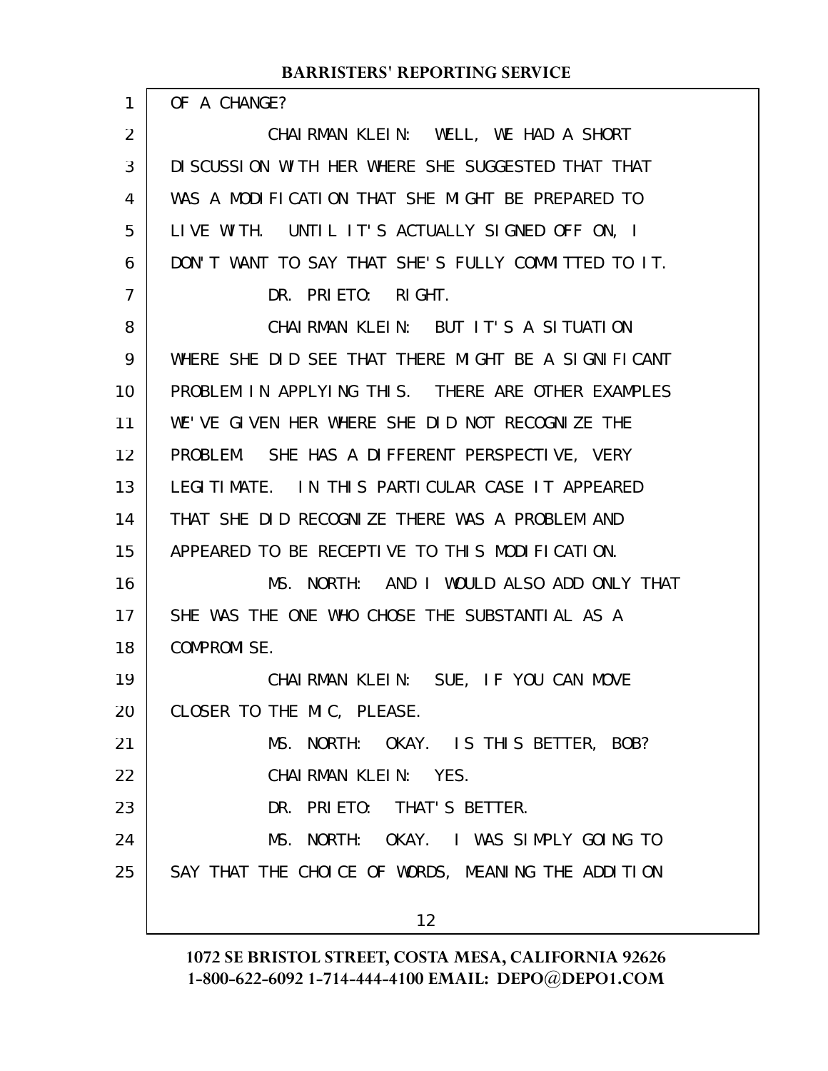OF A CHANGE?

CHAIRMAN KLEIN: WELL, WE HAD A SHORT DISCUSSION WITH HER WHERE SHE SUGGESTED THAT THAT WAS A MODIFICATION THAT SHE MIGHT BE PREPARED TO LIVE WITH. UNTIL IT'S ACTUALLY SIGNED OFF ON, I DON'T WANT TO SAY THAT SHE'S FULLY COMMITTED TO IT.

DR. PRIETO: RIGHT.

CHAIRMAN KLEIN: BUT IT'S A SITUATION WHERE SHE DID SEE THAT THERE MIGHT BE A SIGNIFICANT PROBLEM IN APPLYING THIS. THERE ARE OTHER EXAMPLES WE'VE GIVEN HER WHERE SHE DID NOT RECOGNIZE THE PROBLEM. SHE HAS A DIFFERENT PERSPECTIVE, VERY LEGITIMATE. IN THIS PARTICULAR CASE IT APPEARED THAT SHE DID RECOGNIZE THERE WAS A PROBLEM AND APPEARED TO BE RECEPTIVE TO THIS MODIFICATION.

MS. NORTH: AND I WOULD ALSO ADD ONLY THAT SHE WAS THE ONE WHO CHOSE THE SUBSTANTIAL AS A COMPROMISE.

CHAIRMAN KLEIN: SUE, IF YOU CAN MOVE CLOSER TO THE MIC, PLEASE.

MS. NORTH: OKAY. IS THIS BETTER, BOB?

CHAIRMAN KLEIN: YES.

DR. PRIETO: THAT'S BETTER.

MS. NORTH: OKAY. I WAS SIMPLY GOING TO SAY THAT THE CHOICE OF WORDS, MEANING THE ADDITION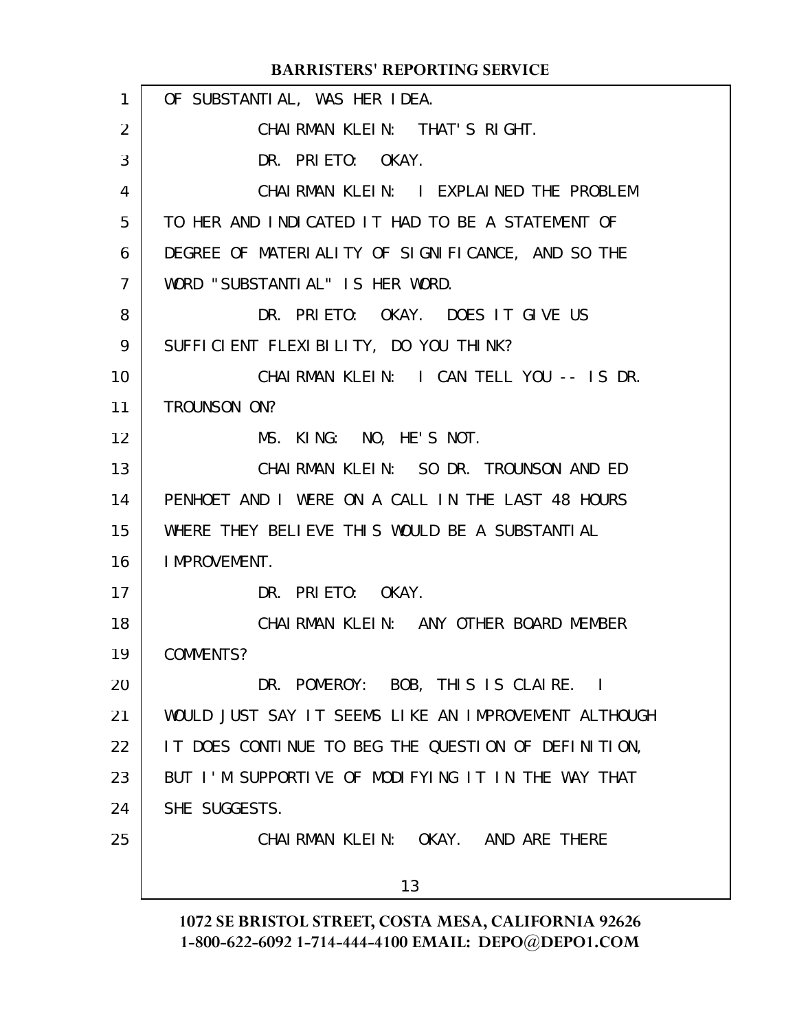OF SUBSTANTIAL, WAS HER IDEA.

CHAIRMAN KLEIN: THAT'S RIGHT.

DR. PRIETO: OKAY.

CHAIRMAN KLEIN: I EXPLAINED THE PROBLEM TO HER AND INDICATED IT HAD TO BE A STATEMENT OF DEGREE OF MATERIALITY OF SIGNIFICANCE, AND SO THE WORD "SUBSTANTIAL" IS HER WORD.

DR. PRIETO: OKAY. DOES IT GIVE US SUFFICIENT FLEXIBILITY, DO YOU THINK?

CHAIRMAN KLEIN: I CAN TELL YOU -- IS DR. TROUNSON ON?

MS. KING: NO, HE'S NOT.

CHAIRMAN KLEIN: SO DR. TROUNSON AND ED PENHOET AND I WERE ON A CALL IN THE LAST 48 HOURS WHERE THEY BELIEVE THIS WOULD BE A SUBSTANTIAL IMPROVEMENT.

DR. PRIETO: OKAY.

CHAIRMAN KLEIN: ANY OTHER BOARD MEMBER COMMENTS?

DR. POMEROY: BOB, THIS IS CLAIRE. I WOULD JUST SAY IT SEEMS LIKE AN IMPROVEMENT ALTHOUGH IT DOES CONTINUE TO BEG THE QUESTION OF DEFINITION, BUT I'M SUPPORTIVE OF MODIFYING IT IN THE WAY THAT SHE SUGGESTS.

CHAIRMAN KLEIN: OKAY. AND ARE THERE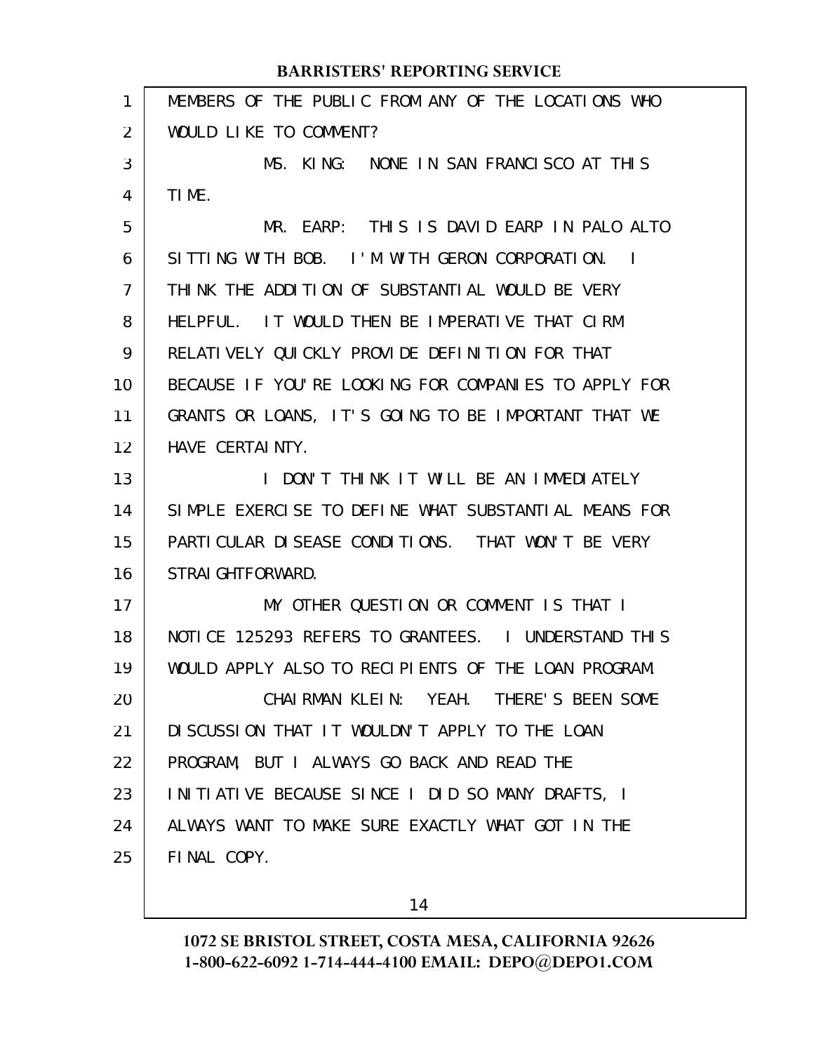MEMBERS OF THE PUBLIC FROM ANY OF THE LOCATIONS WHO WOULD LIKE TO COMMENT?

MS. KING: NONE IN SAN FRANCISCO AT THIS TIME.

MR. EARP: THIS IS DAVID EARP IN PALO ALTO SITTING WITH BOB. I'M WITH GERON CORPORATION. I THINK THE ADDITION OF SUBSTANTIAL WOULD BE VERY HELPFUL. IT WOULD THEN BE IMPERATIVE THAT CIRM RELATIVELY QUICKLY PROVIDE DEFINITION FOR THAT BECAUSE IF YOU'RE LOOKING FOR COMPANIES TO APPLY FOR GRANTS OR LOANS, IT'S GOING TO BE IMPORTANT THAT WE HAVE CERTAINTY.

I DON'T THINK IT WILL BE AN IMMEDIATELY SIMPLE EXERCISE TO DEFINE WHAT SUBSTANTIAL MEANS FOR PARTICULAR DISEASE CONDITIONS. THAT WON'T BE VERY STRAIGHTFORWARD.

MY OTHER QUESTION OR COMMENT IS THAT I NOTICE 125293 REFERS TO GRANTEES. I UNDERSTAND THIS WOULD APPLY ALSO TO RECIPIENTS OF THE LOAN PROGRAM.

CHAIRMAN KLEIN: YEAH. THERE'S BEEN SOME DISCUSSION THAT IT WOULDN'T APPLY TO THE LOAN PROGRAM, BUT I ALWAYS GO BACK AND READ THE INITIATIVE BECAUSE SINCE I DID SO MANY DRAFTS, I ALWAYS WANT TO MAKE SURE EXACTLY WHAT GOT IN THE FINAL COPY.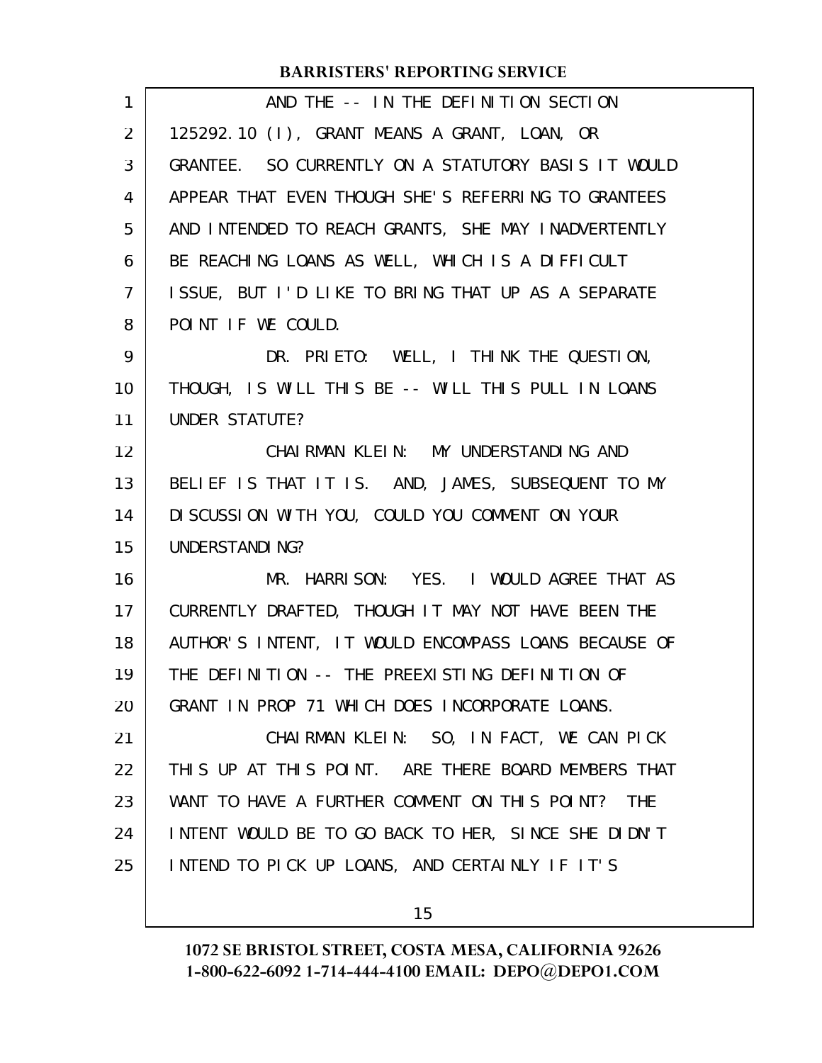AND THE -- IN THE DEFINITION SECTION 125292.10 (I), GRANT MEANS A GRANT, LOAN, OR GRANTEE. SO CURRENTLY ON A STATUTORY BASIS IT WOULD APPEAR THAT EVEN THOUGH SHE'S REFERRING TO GRANTEES AND INTENDED TO REACH GRANTS, SHE MAY INADVERTENTLY BE REACHING LOANS AS WELL, WHICH IS A DIFFICULT ISSUE, BUT I'D LIKE TO BRING THAT UP AS A SEPARATE POINT IF WE COULD.

DR. PRIETO: WELL, I THINK THE QUESTION, THOUGH, IS WILL THIS BE -- WILL THIS PULL IN LOANS UNDER STATUTE?

CHAIRMAN KLEIN: MY UNDERSTANDING AND BELIEF IS THAT IT IS. AND, JAMES, SUBSEQUENT TO MY DISCUSSION WITH YOU, COULD YOU COMMENT ON YOUR UNDERSTANDING?

MR. HARRISON: YES. I WOULD AGREE THAT AS CURRENTLY DRAFTED, THOUGH IT MAY NOT HAVE BEEN THE AUTHOR'S INTENT, IT WOULD ENCOMPASS LOANS BECAUSE OF THE DEFINITION -- THE PREEXISTING DEFINITION OF GRANT IN PROP 71 WHICH DOES INCORPORATE LOANS.

CHAIRMAN KLEIN: SO, IN FACT, WE CAN PICK THIS UP AT THIS POINT. ARE THERE BOARD MEMBERS THAT WANT TO HAVE A FURTHER COMMENT ON THIS POINT? THE INTENT WOULD BE TO GO BACK TO HER, SINCE SHE DIDN'T INTEND TO PICK UP LOANS, AND CERTAINLY IF IT'S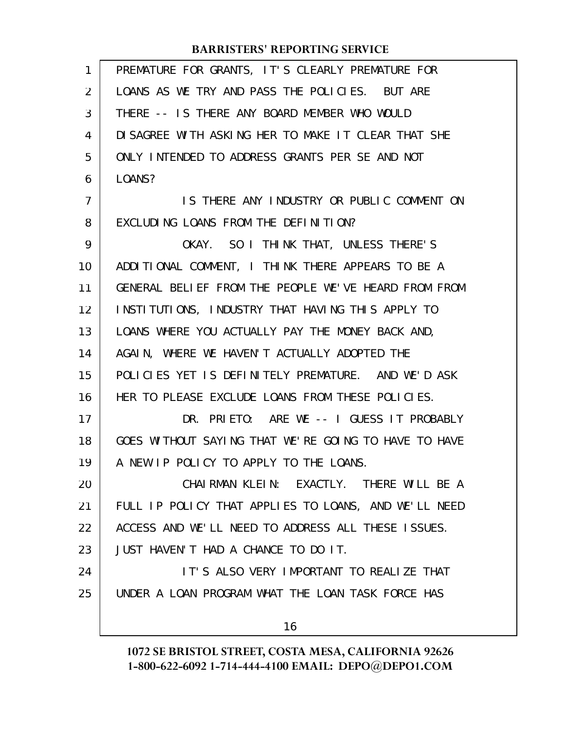PREMATURE FOR GRANTS, IT'S CLEARLY PREMATURE FOR LOANS AS WE TRY AND PASS THE POLICIES. BUT ARE THERE -- IS THERE ANY BOARD MEMBER WHO WOULD DISAGREE WITH ASKING HER TO MAKE IT CLEAR THAT SHE ONLY INTENDED TO ADDRESS GRANTS PER SE AND NOT LOANS?

IS THERE ANY INDUSTRY OR PUBLIC COMMENT ON EXCLUDING LOANS FROM THE DEFINITION?

OKAY. SO I THINK THAT, UNLESS THERE'S ADDITIONAL COMMENT, I THINK THERE APPEARS TO BE A GENERAL BELIEF FROM THE PEOPLE WE'VE HEARD FROM FROM INSTITUTIONS, INDUSTRY THAT HAVING THIS APPLY TO LOANS WHERE YOU ACTUALLY PAY THE MONEY BACK AND, AGAIN, WHERE WE HAVEN'T ACTUALLY ADOPTED THE POLICIES YET IS DEFINITELY PREMATURE. AND WE'D ASK HER TO PLEASE EXCLUDE LOANS FROM THESE POLICIES.

DR. PRIETO: ARE WE -- I GUESS IT PROBABLY GOES WITHOUT SAYING THAT WE'RE GOING TO HAVE TO HAVE A NEW IP POLICY TO APPLY TO THE LOANS.

CHAIRMAN KLEIN: EXACTLY. THERE WILL BE A FULL IP POLICY THAT APPLIES TO LOANS, AND WE'LL NEED ACCESS AND WE'LL NEED TO ADDRESS ALL THESE ISSUES. JUST HAVEN'T HAD A CHANCE TO DO IT.

IT'S ALSO VERY IMPORTANT TO REALIZE THAT UNDER A LOAN PROGRAM WHAT THE LOAN TASK FORCE HAS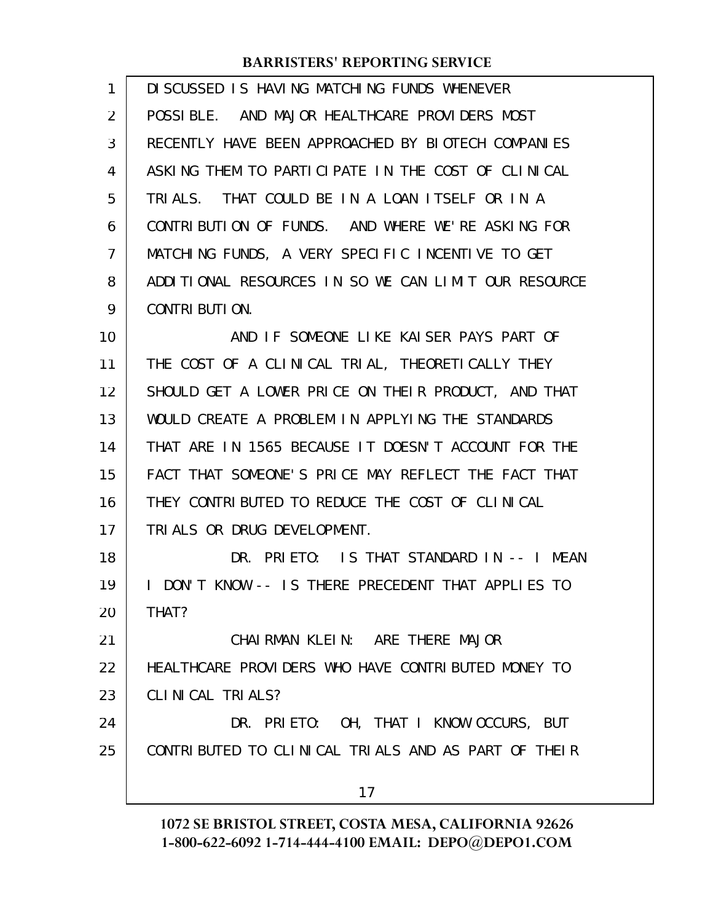DISCUSSED IS HAVING MATCHING FUNDS WHENEVER POSSIBLE. AND MAJOR HEALTHCARE PROVIDERS MOST RECENTLY HAVE BEEN APPROACHED BY BIOTECH COMPANIES ASKING THEM TO PARTICIPATE IN THE COST OF CLINICAL TRIALS. THAT COULD BE IN A LOAN ITSELF OR IN A CONTRIBUTION OF FUNDS. AND WHERE WE'RE ASKING FOR MATCHING FUNDS, A VERY SPECIFIC INCENTIVE TO GET ADDITIONAL RESOURCES IN SO WE CAN LIMIT OUR RESOURCE CONTRIBUTION.

AND IF SOMEONE LIKE KAISER PAYS PART OF THE COST OF A CLINICAL TRIAL, THEORETICALLY THEY SHOULD GET A LOWER PRICE ON THEIR PRODUCT, AND THAT WOULD CREATE A PROBLEM IN APPLYING THE STANDARDS THAT ARE IN 1565 BECAUSE IT DOESN'T ACCOUNT FOR THE FACT THAT SOMEONE'S PRICE MAY REFLECT THE FACT THAT THEY CONTRIBUTED TO REDUCE THE COST OF CLINICAL TRIALS OR DRUG DEVELOPMENT.

DR. PRIETO: IS THAT STANDARD IN -- I MEAN I DON'T KNOW -- IS THERE PRECEDENT THAT APPLIES TO THAT?

CHAIRMAN KLEIN: ARE THERE MAJOR HEALTHCARE PROVIDERS WHO HAVE CONTRIBUTED MONEY TO CLINICAL TRIALS?

DR. PRIETO: OH, THAT I KNOW OCCURS, BUT CONTRIBUTED TO CLINICAL TRIALS AND AS PART OF THEIR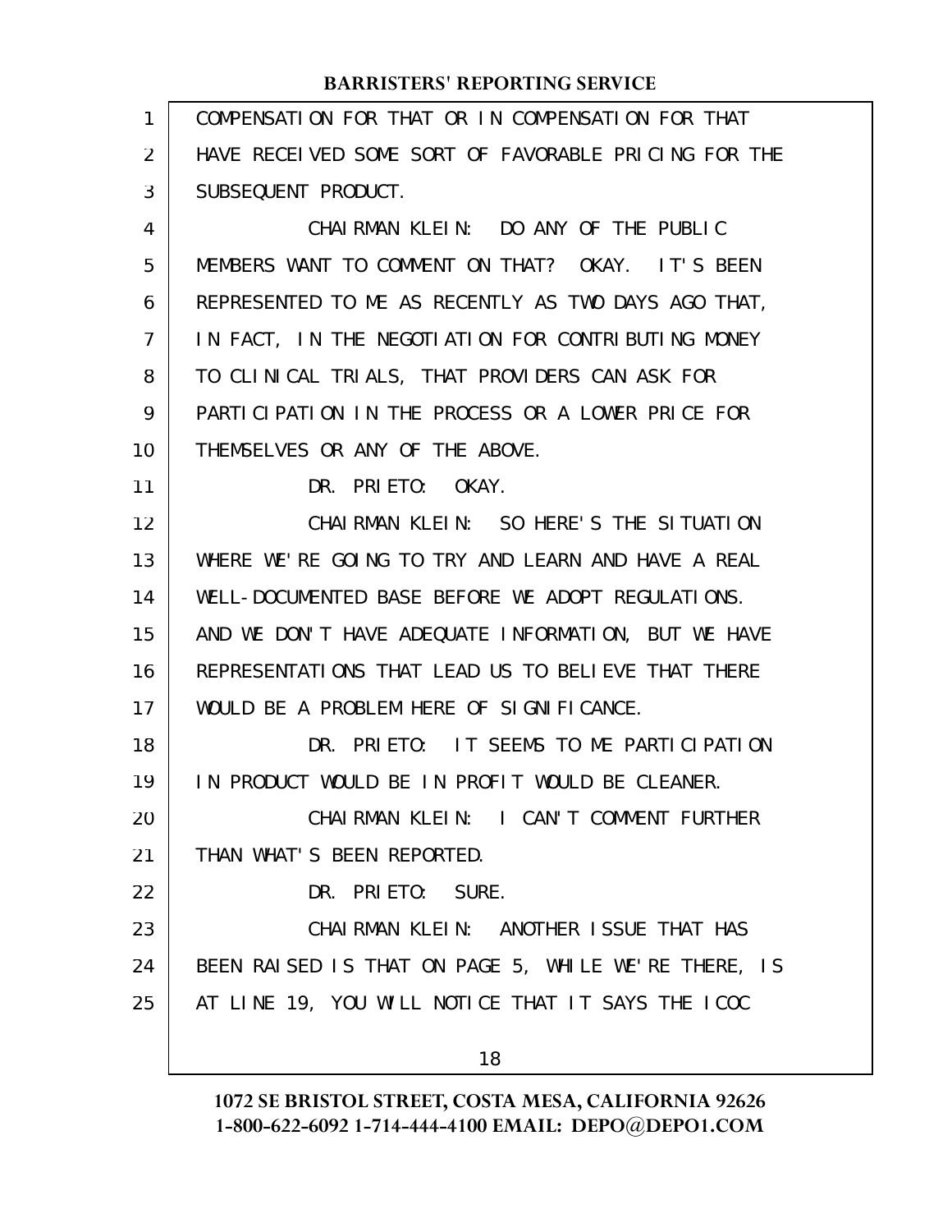COMPENSATION FOR THAT OR IN COMPENSATION FOR THAT HAVE RECEIVED SOME SORT OF FAVORABLE PRICING FOR THE SUBSEQUENT PRODUCT.

CHAIRMAN KLEIN: DO ANY OF THE PUBLIC MEMBERS WANT TO COMMENT ON THAT? OKAY. IT'S BEEN REPRESENTED TO ME AS RECENTLY AS TWO DAYS AGO THAT, IN FACT, IN THE NEGOTIATION FOR CONTRIBUTING MONEY TO CLINICAL TRIALS, THAT PROVIDERS CAN ASK FOR PARTICIPATION IN THE PROCESS OR A LOWER PRICE FOR THEMSELVES OR ANY OF THE ABOVE.

DR. PRIETO: OKAY.

CHAIRMAN KLEIN: SO HERE'S THE SITUATION WHERE WE'RE GOING TO TRY AND LEARN AND HAVE A REAL WELL-DOCUMENTED BASE BEFORE WE ADOPT REGULATIONS. AND WE DON'T HAVE ADEQUATE INFORMATION, BUT WE HAVE REPRESENTATIONS THAT LEAD US TO BELIEVE THAT THERE WOULD BE A PROBLEM HERE OF SIGNIFICANCE.

DR. PRIETO: IT SEEMS TO ME PARTICIPATION IN PRODUCT WOULD BE IN PROFIT WOULD BE CLEANER.

CHAIRMAN KLEIN: I CAN'T COMMENT FURTHER THAN WHAT'S BEEN REPORTED.

DR. PRIETO: SURE.

CHAIRMAN KLEIN: ANOTHER ISSUE THAT HAS BEEN RAISED IS THAT ON PAGE 5, WHILE WE'RE THERE, IS AT LINE 19, YOU WILL NOTICE THAT IT SAYS THE ICOC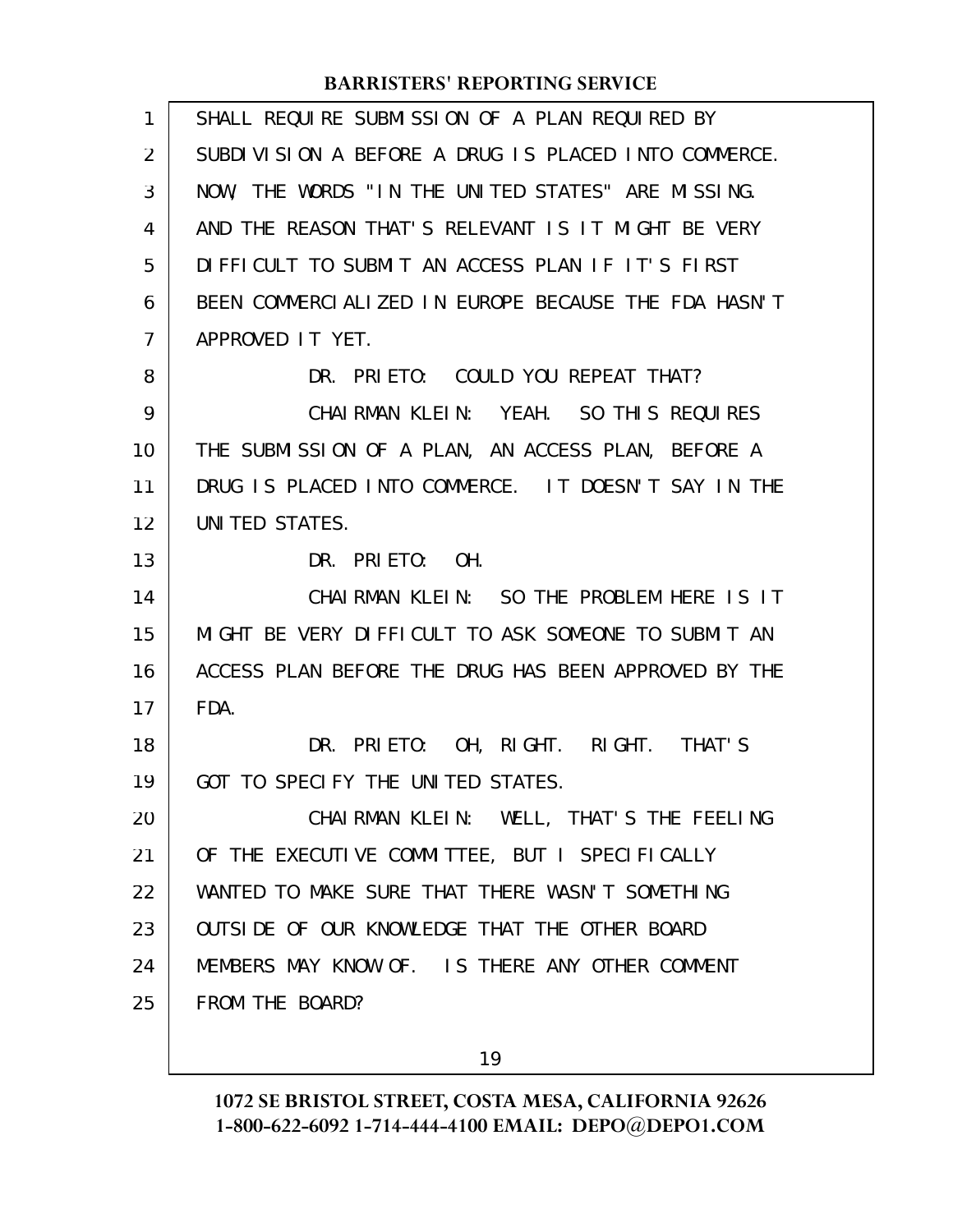SHALL REQUIRE SUBMISSION OF A PLAN REQUIRED BY SUBDIVISION A BEFORE A DRUG IS PLACED INTO COMMERCE. NOW, THE WORDS "IN THE UNITED STATES" ARE MISSING. AND THE REASON THAT'S RELEVANT IS IT MIGHT BE VERY DIFFICULT TO SUBMIT AN ACCESS PLAN IF IT'S FIRST BEEN COMMERCIALIZED IN EUROPE BECAUSE THE FDA HASN'T APPROVED IT YET.

DR. PRIETO: COULD YOU REPEAT THAT?

CHAIRMAN KLEIN: YEAH. SO THIS REQUIRES THE SUBMISSION OF A PLAN, AN ACCESS PLAN, BEFORE A DRUG IS PLACED INTO COMMERCE. IT DOESN'T SAY IN THE UNITED STATES.

DR. PRIETO: OH.

CHAIRMAN KLEIN: SO THE PROBLEM HERE IS IT MIGHT BE VERY DIFFICULT TO ASK SOMEONE TO SUBMIT AN ACCESS PLAN BEFORE THE DRUG HAS BEEN APPROVED BY THE FDA.

DR. PRIETO: OH, RIGHT. RIGHT. THAT'S GOT TO SPECIFY THE UNITED STATES.

CHAIRMAN KLEIN: WELL, THAT'S THE FEELING OF THE EXECUTIVE COMMITTEE, BUT I SPECIFICALLY WANTED TO MAKE SURE THAT THERE WASN'T SOMETHING OUTSIDE OF OUR KNOWLEDGE THAT THE OTHER BOARD MEMBERS MAY KNOW OF. IS THERE ANY OTHER COMMENT FROM THE BOARD?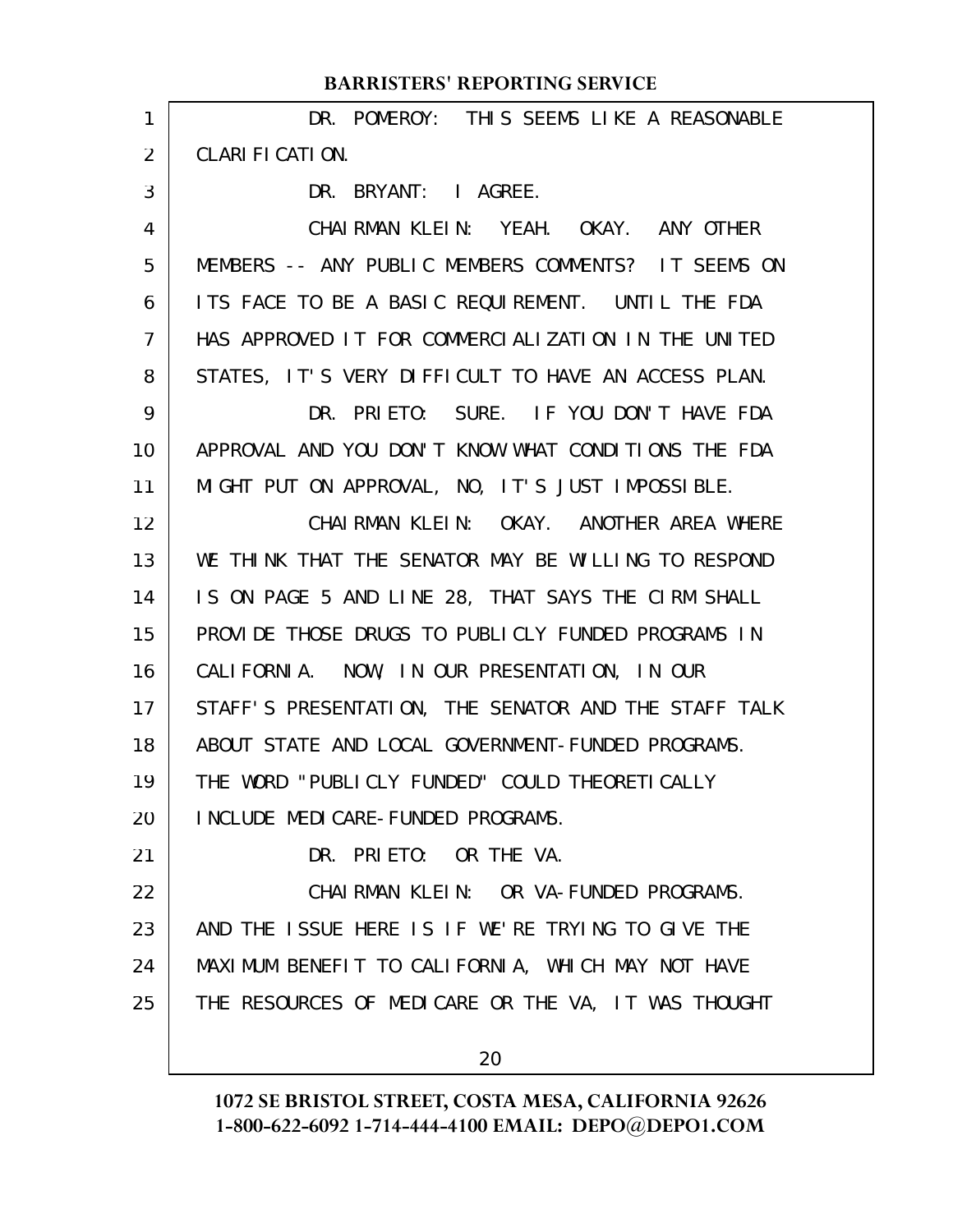DR. POMEROY: THIS SEEMS LIKE A REASONABLE CLARIFICATION.

DR. BRYANT: I AGREE.

CHAIRMAN KLEIN: YEAH. OKAY. ANY OTHER MEMBERS -- ANY PUBLIC MEMBERS COMMENTS? IT SEEMS ON ITS FACE TO BE A BASIC REQUIREMENT. UNTIL THE FDA HAS APPROVED IT FOR COMMERCIALIZATION IN THE UNITED STATES, IT'S VERY DIFFICULT TO HAVE AN ACCESS PLAN.

DR. PRIETO: SURE. IF YOU DON'T HAVE FDA APPROVAL AND YOU DON'T KNOW WHAT CONDITIONS THE FDA MIGHT PUT ON APPROVAL, NO, IT'S JUST IMPOSSIBLE.

CHAIRMAN KLEIN: OKAY. ANOTHER AREA WHERE WE THINK THAT THE SENATOR MAY BE WILLING TO RESPOND IS ON PAGE 5 AND LINE 28, THAT SAYS THE CIRM SHALL PROVIDE THOSE DRUGS TO PUBLICLY FUNDED PROGRAMS IN CALIFORNIA. NOW, IN OUR PRESENTATION, IN OUR STAFF'S PRESENTATION, THE SENATOR AND THE STAFF TALK ABOUT STATE AND LOCAL GOVERNMENT-FUNDED PROGRAMS. THE WORD "PUBLICLY FUNDED" COULD THEORETICALLY INCLUDE MEDICARE-FUNDED PROGRAMS.

DR. PRIETO: OR THE VA.

CHAIRMAN KLEIN: OR VA-FUNDED PROGRAMS. AND THE ISSUE HERE IS IF WE'RE TRYING TO GIVE THE MAXIMUM BENEFIT TO CALIFORNIA, WHICH MAY NOT HAVE THE RESOURCES OF MEDICARE OR THE VA, IT WAS THOUGHT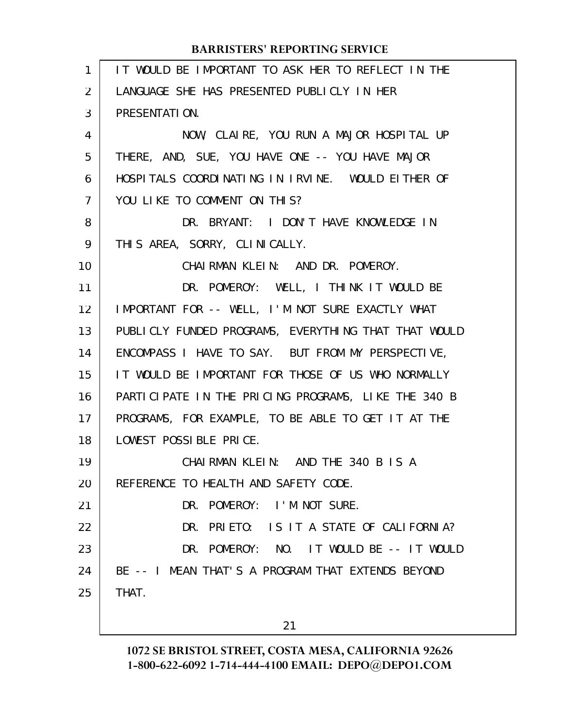IT WOULD BE IMPORTANT TO ASK HER TO REFLECT IN THE LANGUAGE SHE HAS PRESENTED PUBLICLY IN HER PRESENTATION.

NOW, CLAIRE, YOU RUN A MAJOR HOSPITAL UP THERE, AND, SUE, YOU HAVE ONE -- YOU HAVE MAJOR HOSPITALS COORDINATING IN IRVINE. WOULD EITHER OF YOU LIKE TO COMMENT ON THIS?

DR. BRYANT: I DON'T HAVE KNOWLEDGE IN THIS AREA, SORRY, CLINICALLY.

CHAIRMAN KLEIN: AND DR. POMEROY.

DR. POMEROY: WELL, I THINK IT WOULD BE IMPORTANT FOR -- WELL, I'M NOT SURE EXACTLY WHAT PUBLICLY FUNDED PROGRAMS, EVERYTHING THAT THAT WOULD ENCOMPASS I HAVE TO SAY. BUT FROM MY PERSPECTIVE, IT WOULD BE IMPORTANT FOR THOSE OF US WHO NORMALLY PARTICIPATE IN THE PRICING PROGRAMS, LIKE THE 340 B PROGRAMS, FOR EXAMPLE, TO BE ABLE TO GET IT AT THE LOWEST POSSIBLE PRICE.

CHAIRMAN KLEIN: AND THE 340 B IS A REFERENCE TO HEALTH AND SAFETY CODE.

DR. POMEROY: I'M NOT SURE.

DR. PRIETO: IS IT A STATE OF CALIFORNIA?

DR. POMEROY: NO. IT WOULD BE -- IT WOULD BE -- I MEAN THAT'S A PROGRAM THAT EXTENDS BEYOND THAT.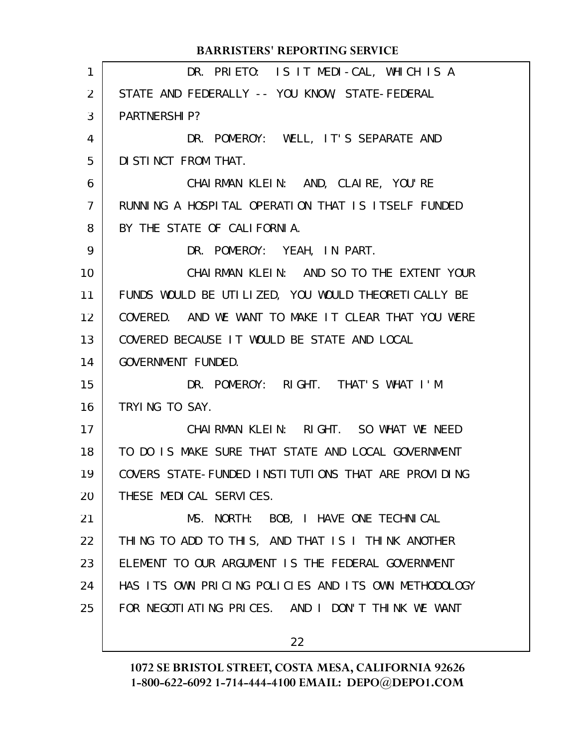DR. PRIETO: IS IT MEDI-CAL, WHICH IS A STATE AND FEDERALLY -- YOU KNOW, STATE-FEDERAL PARTNERSHIP?

DR. POMEROY: WELL, IT'S SEPARATE AND DISTINCT FROM THAT.

CHAIRMAN KLEIN: AND, CLAIRE, YOU'RE RUNNING A HOSPITAL OPERATION THAT IS ITSELF FUNDED BY THE STATE OF CALIFORNIA.

DR. POMEROY: YEAH, IN PART.

CHAIRMAN KLEIN: AND SO TO THE EXTENT YOUR FUNDS WOULD BE UTILIZED, YOU WOULD THEORETICALLY BE COVERED. AND WE WANT TO MAKE IT CLEAR THAT YOU WERE COVERED BECAUSE IT WOULD BE STATE AND LOCAL GOVERNMENT FUNDED.

DR. POMEROY: RIGHT. THAT'S WHAT I'M TRYING TO SAY.

CHAIRMAN KLEIN: RIGHT. SO WHAT WE NEED TO DO IS MAKE SURE THAT STATE AND LOCAL GOVERNMENT COVERS STATE-FUNDED INSTITUTIONS THAT ARE PROVIDING THESE MEDICAL SERVICES.

MS. NORTH: BOB, I HAVE ONE TECHNICAL THING TO ADD TO THIS, AND THAT IS I THINK ANOTHER ELEMENT TO OUR ARGUMENT IS THE FEDERAL GOVERNMENT HAS ITS OWN PRICING POLICIES AND ITS OWN METHODOLOGY FOR NEGOTIATING PRICES. AND I DON'T THINK WE WANT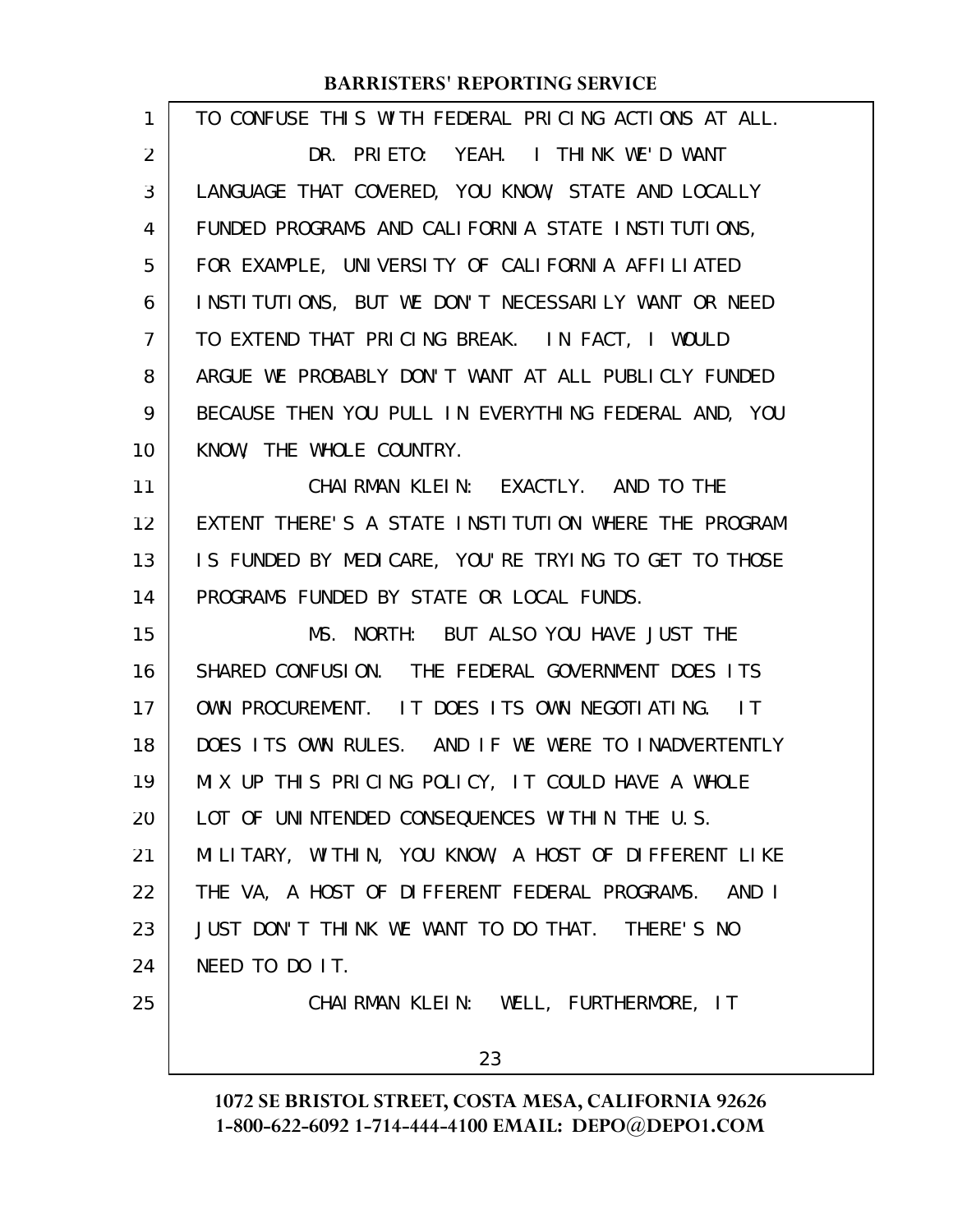TO CONFUSE THIS WITH FEDERAL PRICING ACTIONS AT ALL.

DR. PRIETO: YEAH. I THINK WE'D WANT LANGUAGE THAT COVERED, YOU KNOW, STATE AND LOCALLY FUNDED PROGRAMS AND CALIFORNIA STATE INSTITUTIONS, FOR EXAMPLE, UNIVERSITY OF CALIFORNIA AFFILIATED INSTITUTIONS, BUT WE DON'T NECESSARILY WANT OR NEED TO EXTEND THAT PRICING BREAK. IN FACT, I WOULD ARGUE WE PROBABLY DON'T WANT AT ALL PUBLICLY FUNDED BECAUSE THEN YOU PULL IN EVERYTHING FEDERAL AND, YOU KNOW, THE WHOLE COUNTRY.

CHAIRMAN KLEIN: EXACTLY. AND TO THE EXTENT THERE'S A STATE INSTITUTION WHERE THE PROGRAM IS FUNDED BY MEDICARE, YOU'RE TRYING TO GET TO THOSE PROGRAMS FUNDED BY STATE OR LOCAL FUNDS.

MS. NORTH: BUT ALSO YOU HAVE JUST THE SHARED CONFUSION. THE FEDERAL GOVERNMENT DOES ITS OWN PROCUREMENT. IT DOES ITS OWN NEGOTIATING. IT DOES ITS OWN RULES. AND IF WE WERE TO INADVERTENTLY MIX UP THIS PRICING POLICY, IT COULD HAVE A WHOLE LOT OF UNINTENDED CONSEQUENCES WITHIN THE U.S. MILITARY, WITHIN, YOU KNOW, A HOST OF DIFFERENT LIKE THE VA, A HOST OF DIFFERENT FEDERAL PROGRAMS. AND I JUST DON'T THINK WE WANT TO DO THAT. THERE'S NO NEED TO DO IT.

CHAIRMAN KLEIN: WELL, FURTHERMORE, IT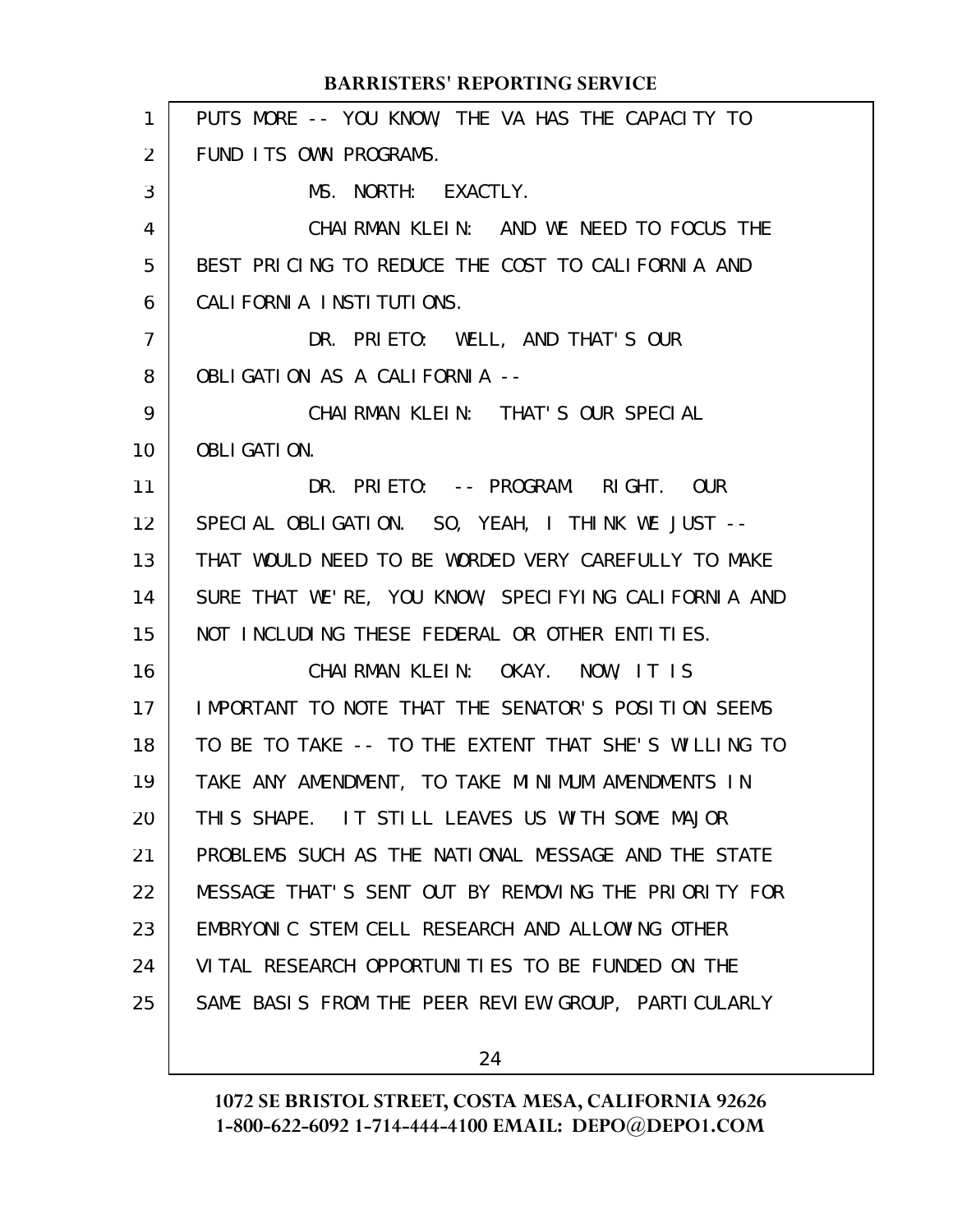PUTS MORE -- YOU KNOW, THE VA HAS THE CAPACITY TO FUND ITS OWN PROGRAMS.

MS. NORTH: EXACTLY.

CHAIRMAN KLEIN: AND WE NEED TO FOCUS THE BEST PRICING TO REDUCE THE COST TO CALIFORNIA AND CALIFORNIA INSTITUTIONS.

DR. PRIETO: WELL, AND THAT'S OUR OBLIGATION AS A CALIFORNIA --

CHAIRMAN KLEIN: THAT'S OUR SPECIAL OBLIGATION.

DR. PRIETO: -- PROGRAM. RIGHT. OUR SPECIAL OBLIGATION. SO, YEAH, I THINK WE JUST -- THAT WOULD NEED TO BE WORDED VERY CAREFULLY TO MAKE SURE THAT WE'RE, YOU KNOW, SPECIFYING CALIFORNIA AND NOT INCLUDING THESE FEDERAL OR OTHER ENTITIES.

CHAIRMAN KLEIN: OKAY. NOW, IT IS IMPORTANT TO NOTE THAT THE SENATOR'S POSITION SEEMS TO BE TO TAKE -- TO THE EXTENT THAT SHE'S WILLING TO TAKE ANY AMENDMENT, TO TAKE MINIMUM AMENDMENTS IN THIS SHAPE. IT STILL LEAVES US WITH SOME MAJOR PROBLEMS SUCH AS THE NATIONAL MESSAGE AND THE STATE MESSAGE THAT'S SENT OUT BY REMOVING THE PRIORITY FOR EMBRYONIC STEM CELL RESEARCH AND ALLOWING OTHER VITAL RESEARCH OPPORTUNITIES TO BE FUNDED ON THE SAME BASIS FROM THE PEER REVIEW GROUP, PARTICULARLY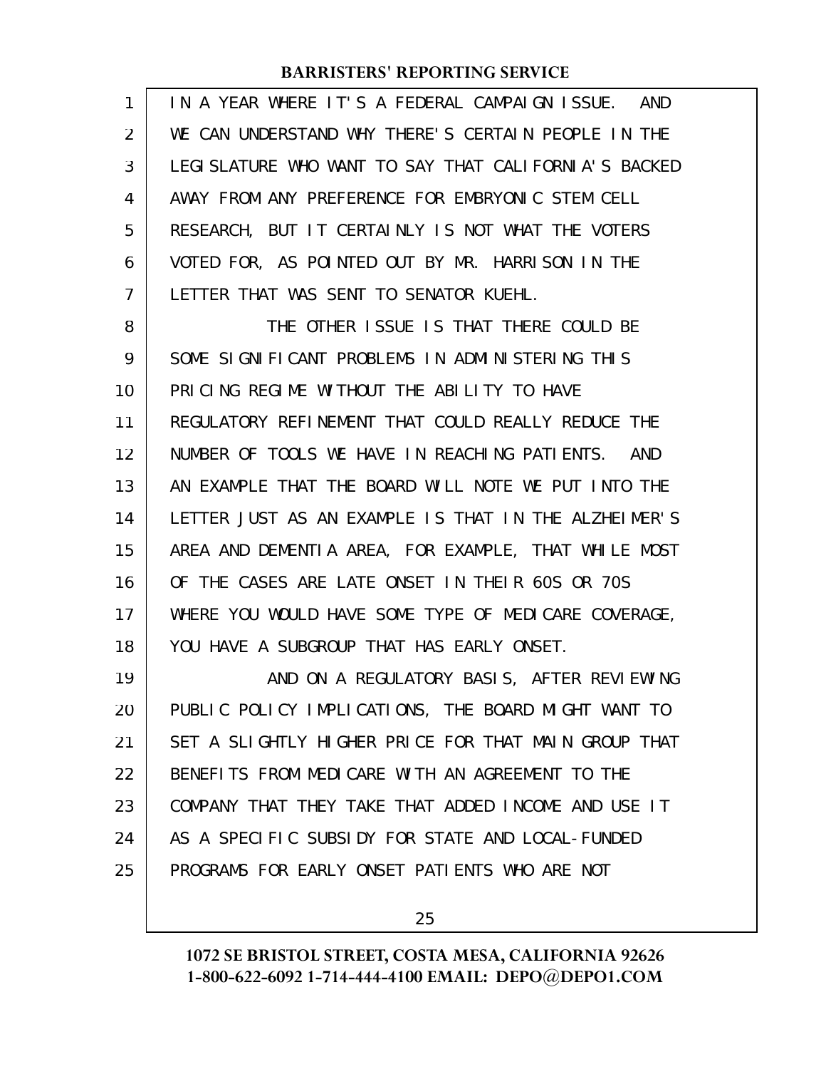IN A YEAR WHERE IT'S A FEDERAL CAMPAIGN ISSUE. AND WE CAN UNDERSTAND WHY THERE'S CERTAIN PEOPLE IN THE LEGISLATURE WHO WANT TO SAY THAT CALIFORNIA'S BACKED AWAY FROM ANY PREFERENCE FOR EMBRYONIC STEM CELL RESEARCH, BUT IT CERTAINLY IS NOT WHAT THE VOTERS VOTED FOR, AS POINTED OUT BY MR. HARRISON IN THE LETTER THAT WAS SENT TO SENATOR KUEHL.

THE OTHER ISSUE IS THAT THERE COULD BE SOME SIGNIFICANT PROBLEMS IN ADMINISTERING THIS PRICING REGIME WITHOUT THE ABILITY TO HAVE REGULATORY REFINEMENT THAT COULD REALLY REDUCE THE NUMBER OF TOOLS WE HAVE IN REACHING PATIENTS. AND AN EXAMPLE THAT THE BOARD WILL NOTE WE PUT INTO THE LETTER JUST AS AN EXAMPLE IS THAT IN THE ALZHEIMER'S AREA AND DEMENTIA AREA, FOR EXAMPLE, THAT WHILE MOST OF THE CASES ARE LATE ONSET IN THEIR 60S OR 70S WHERE YOU WOULD HAVE SOME TYPE OF MEDICARE COVERAGE, YOU HAVE A SUBGROUP THAT HAS EARLY ONSET.

AND ON A REGULATORY BASIS, AFTER REVIEWING PUBLIC POLICY IMPLICATIONS, THE BOARD MIGHT WANT TO SET A SLIGHTLY HIGHER PRICE FOR THAT MAIN GROUP THAT BENEFITS FROM MEDICARE WITH AN AGREEMENT TO THE COMPANY THAT THEY TAKE THAT ADDED INCOME AND USE IT AS A SPECIFIC SUBSIDY FOR STATE AND LOCAL-FUNDED PROGRAMS FOR EARLY ONSET PATIENTS WHO ARE NOT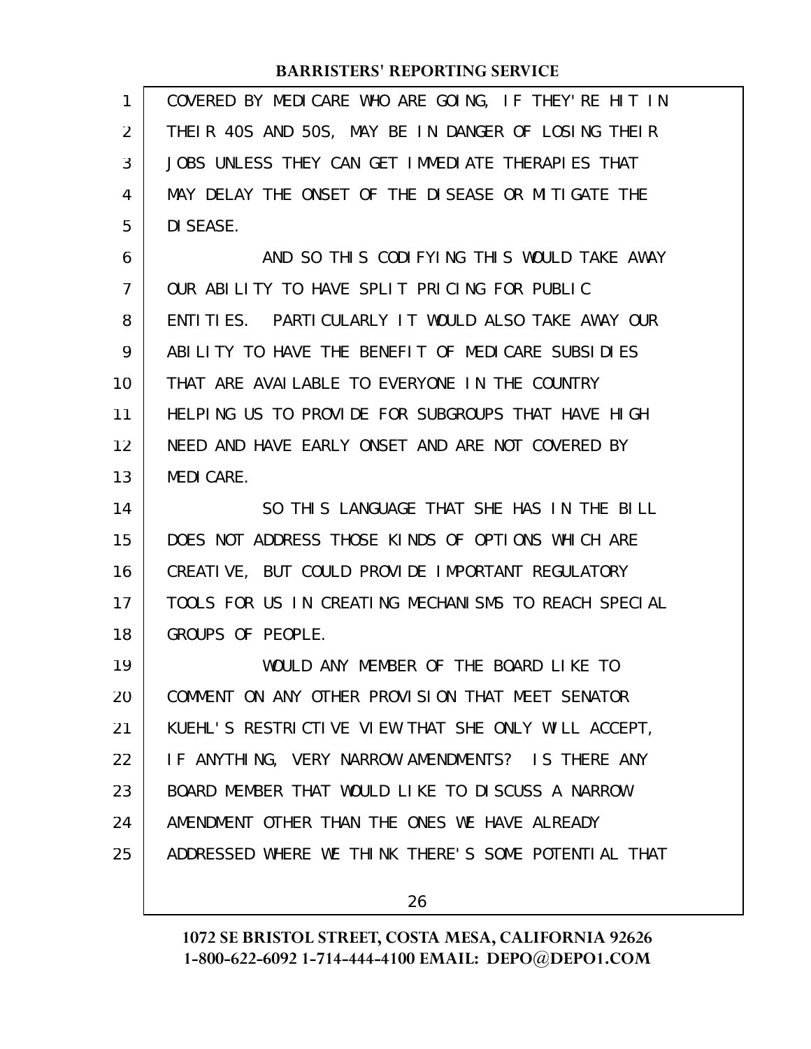COVERED BY MEDICARE WHO ARE GOING, IF THEY'RE HIT IN THEIR 40S AND 50S, MAY BE IN DANGER OF LOSING THEIR JOBS UNLESS THEY CAN GET IMMEDIATE THERAPIES THAT MAY DELAY THE ONSET OF THE DISEASE OR MITIGATE THE DISEASE.

AND SO THIS CODIFYING THIS WOULD TAKE AWAY OUR ABILITY TO HAVE SPLIT PRICING FOR PUBLIC ENTITIES. PARTICULARLY IT WOULD ALSO TAKE AWAY OUR ABILITY TO HAVE THE BENEFIT OF MEDICARE SUBSIDIES THAT ARE AVAILABLE TO EVERYONE IN THE COUNTRY HELPING US TO PROVIDE FOR SUBGROUPS THAT HAVE HIGH NEED AND HAVE EARLY ONSET AND ARE NOT COVERED BY MEDICARE.

SO THIS LANGUAGE THAT SHE HAS IN THE BILL DOES NOT ADDRESS THOSE KINDS OF OPTIONS WHICH ARE CREATIVE, BUT COULD PROVIDE IMPORTANT REGULATORY TOOLS FOR US IN CREATING MECHANISMS TO REACH SPECIAL GROUPS OF PEOPLE.

WOULD ANY MEMBER OF THE BOARD LIKE TO COMMENT ON ANY OTHER PROVISION THAT MEET SENATOR KUEHL'S RESTRICTIVE VIEW THAT SHE ONLY WILL ACCEPT, IF ANYTHING, VERY NARROW AMENDMENTS? IS THERE ANY BOARD MEMBER THAT WOULD LIKE TO DISCUSS A NARROW AMENDMENT OTHER THAN THE ONES WE HAVE ALREADY ADDRESSED WHERE WE THINK THERE'S SOME POTENTIAL THAT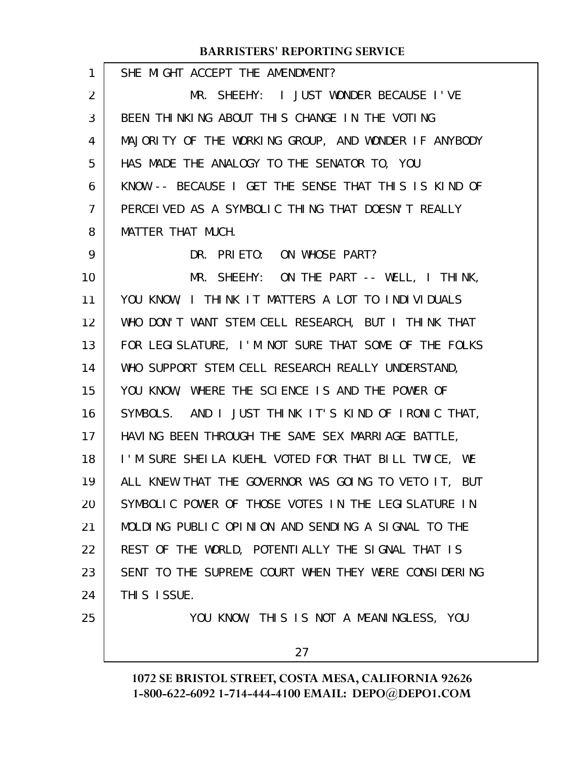SHE MIGHT ACCEPT THE AMENDMENT?

MR. SHEEHY: I JUST WONDER BECAUSE I'VE BEEN THINKING ABOUT THIS CHANGE IN THE VOTING MAJORITY OF THE WORKING GROUP, AND WONDER IF ANYBODY HAS MADE THE ANALOGY TO THE SENATOR TO, YOU KNOW -- BECAUSE I GET THE SENSE THAT THIS IS KIND OF PERCEIVED AS A SYMBOLIC THING THAT DOESN'T REALLY MATTER THAT MUCH.

DR. PRIETO: ON WHOSE PART?

MR. SHEEHY: ON THE PART -- WELL, I THINK, YOU KNOW, I THINK IT MATTERS A LOT TO INDIVIDUALS WHO DON'T WANT STEM CELL RESEARCH, BUT I THINK THAT FOR LEGISLATURE, I'M NOT SURE THAT SOME OF THE FOLKS WHO SUPPORT STEM CELL RESEARCH REALLY UNDERSTAND, YOU KNOW, WHERE THE SCIENCE IS AND THE POWER OF SYMBOLS. AND I JUST THINK IT'S KIND OF IRONIC THAT, HAVING BEEN THROUGH THE SAME SEX MARRIAGE BATTLE, I'M SURE SHEILA KUEHL VOTED FOR THAT BILL TWICE, WE ALL KNEW THAT THE GOVERNOR WAS GOING TO VETO IT, BUT SYMBOLIC POWER OF THOSE VOTES IN THE LEGISLATURE IN MOLDING PUBLIC OPINION AND SENDING A SIGNAL TO THE REST OF THE WORLD, POTENTIALLY THE SIGNAL THAT IS SENT TO THE SUPREME COURT WHEN THEY WERE CONSIDERING THIS ISSUE.

YOU KNOW, THIS IS NOT A MEANINGLESS, YOU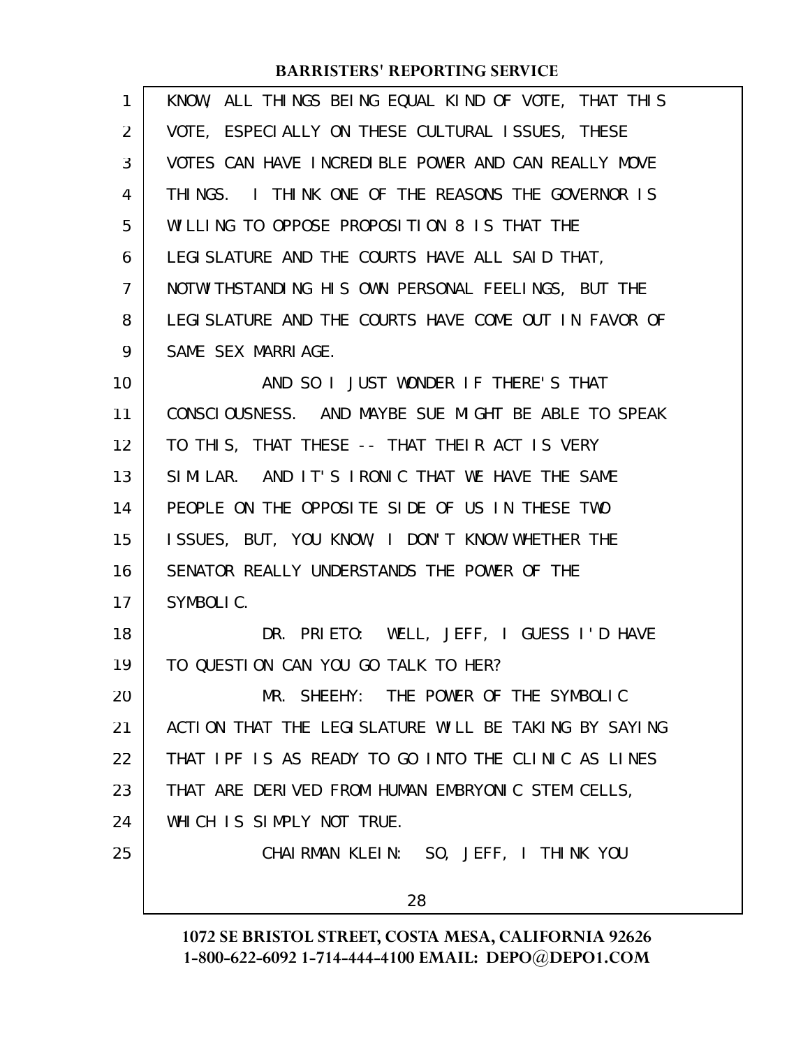KNOW, ALL THINGS BEING EQUAL KIND OF VOTE, THAT THIS VOTE, ESPECIALLY ON THESE CULTURAL ISSUES, THESE VOTES CAN HAVE INCREDIBLE POWER AND CAN REALLY MOVE THINGS. I THINK ONE OF THE REASONS THE GOVERNOR IS WILLING TO OPPOSE PROPOSITION 8 IS THAT THE LEGISLATURE AND THE COURTS HAVE ALL SAID THAT, NOTWITHSTANDING HIS OWN PERSONAL FEELINGS, BUT THE LEGISLATURE AND THE COURTS HAVE COME OUT IN FAVOR OF SAME SEX MARRIAGE.

AND SO I JUST WONDER IF THERE'S THAT CONSCIOUSNESS. AND MAYBE SUE MIGHT BE ABLE TO SPEAK TO THIS, THAT THESE -- THAT THEIR ACT IS VERY SIMILAR. AND IT'S IRONIC THAT WE HAVE THE SAME PEOPLE ON THE OPPOSITE SIDE OF US IN THESE TWO ISSUES, BUT, YOU KNOW, I DON'T KNOW WHETHER THE SENATOR REALLY UNDERSTANDS THE POWER OF THE SYMBOLIC.

DR. PRIETO: WELL, JEFF, I GUESS I'D HAVE TO QUESTION CAN YOU GO TALK TO HER?

MR. SHEEHY: THE POWER OF THE SYMBOLIC ACTION THAT THE LEGISLATURE WILL BE TAKING BY SAYING THAT IPF IS AS READY TO GO INTO THE CLINIC AS LINES THAT ARE DERIVED FROM HUMAN EMBRYONIC STEM CELLS, WHICH IS SIMPLY NOT TRUE.

CHAIRMAN KLEIN: SO, JEFF, I THINK YOU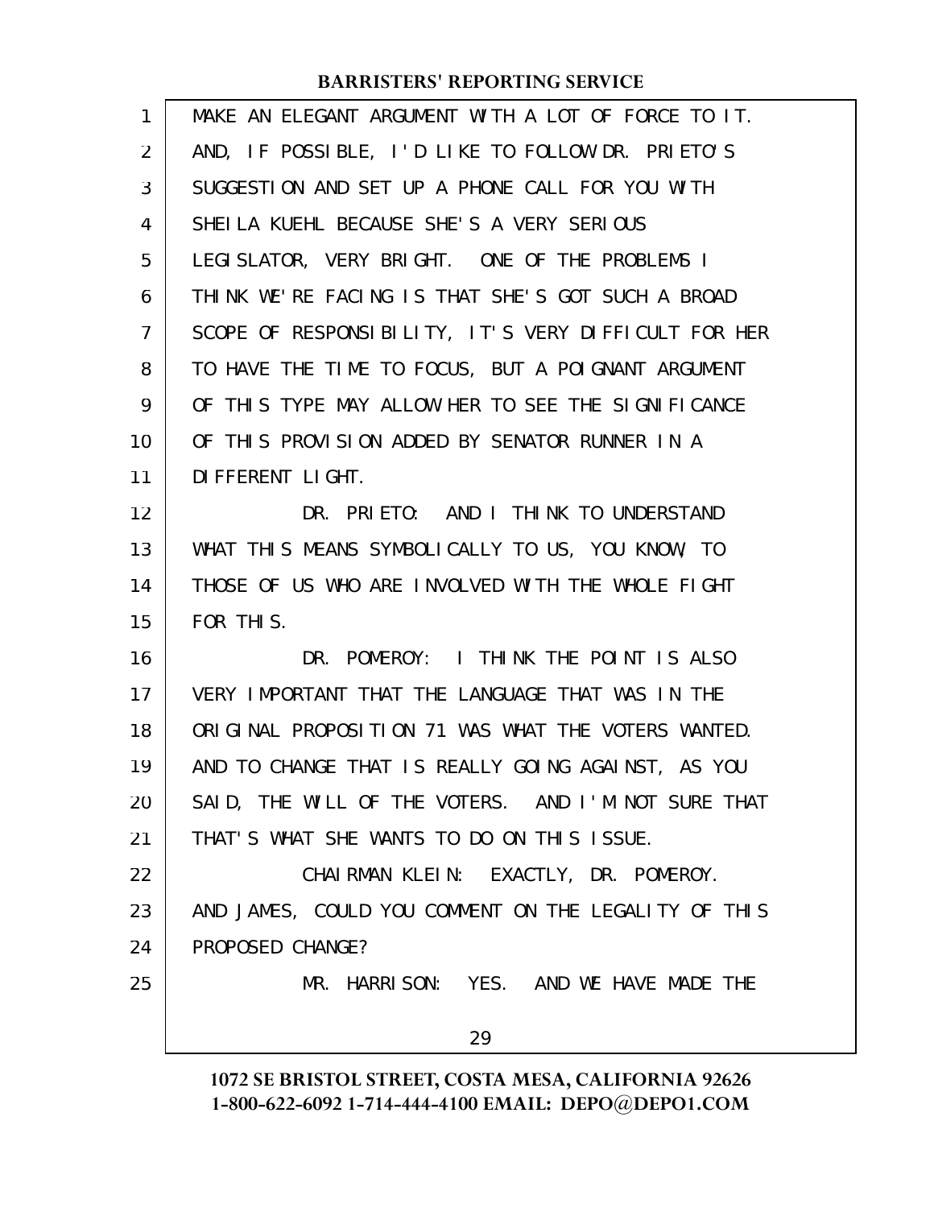MAKE AN ELEGANT ARGUMENT WITH A LOT OF FORCE TO IT. AND, IF POSSIBLE, I'D LIKE TO FOLLOW DR. PRIETO'S SUGGESTION AND SET UP A PHONE CALL FOR YOU WITH SHEILA KUEHL BECAUSE SHE'S A VERY SERIOUS LEGISLATOR, VERY BRIGHT. ONE OF THE PROBLEMS I THINK WE'RE FACING IS THAT SHE'S GOT SUCH A BROAD SCOPE OF RESPONSIBILITY, IT'S VERY DIFFICULT FOR HER TO HAVE THE TIME TO FOCUS, BUT A POIGNANT ARGUMENT OF THIS TYPE MAY ALLOW HER TO SEE THE SIGNIFICANCE OF THIS PROVISION ADDED BY SENATOR RUNNER IN A DIFFERENT LIGHT.

DR. PRIETO: AND I THINK TO UNDERSTAND WHAT THIS MEANS SYMBOLICALLY TO US, YOU KNOW, TO THOSE OF US WHO ARE INVOLVED WITH THE WHOLE FIGHT FOR THIS.

DR. POMEROY: I THINK THE POINT IS ALSO VERY IMPORTANT THAT THE LANGUAGE THAT WAS IN THE ORIGINAL PROPOSITION 71 WAS WHAT THE VOTERS WANTED. AND TO CHANGE THAT IS REALLY GOING AGAINST, AS YOU SAID, THE WILL OF THE VOTERS. AND I'M NOT SURE THAT THAT'S WHAT SHE WANTS TO DO ON THIS ISSUE.

CHAIRMAN KLEIN: EXACTLY, DR. POMEROY. AND JAMES, COULD YOU COMMENT ON THE LEGALITY OF THIS PROPOSED CHANGE?

MR. HARRISON: YES. AND WE HAVE MADE THE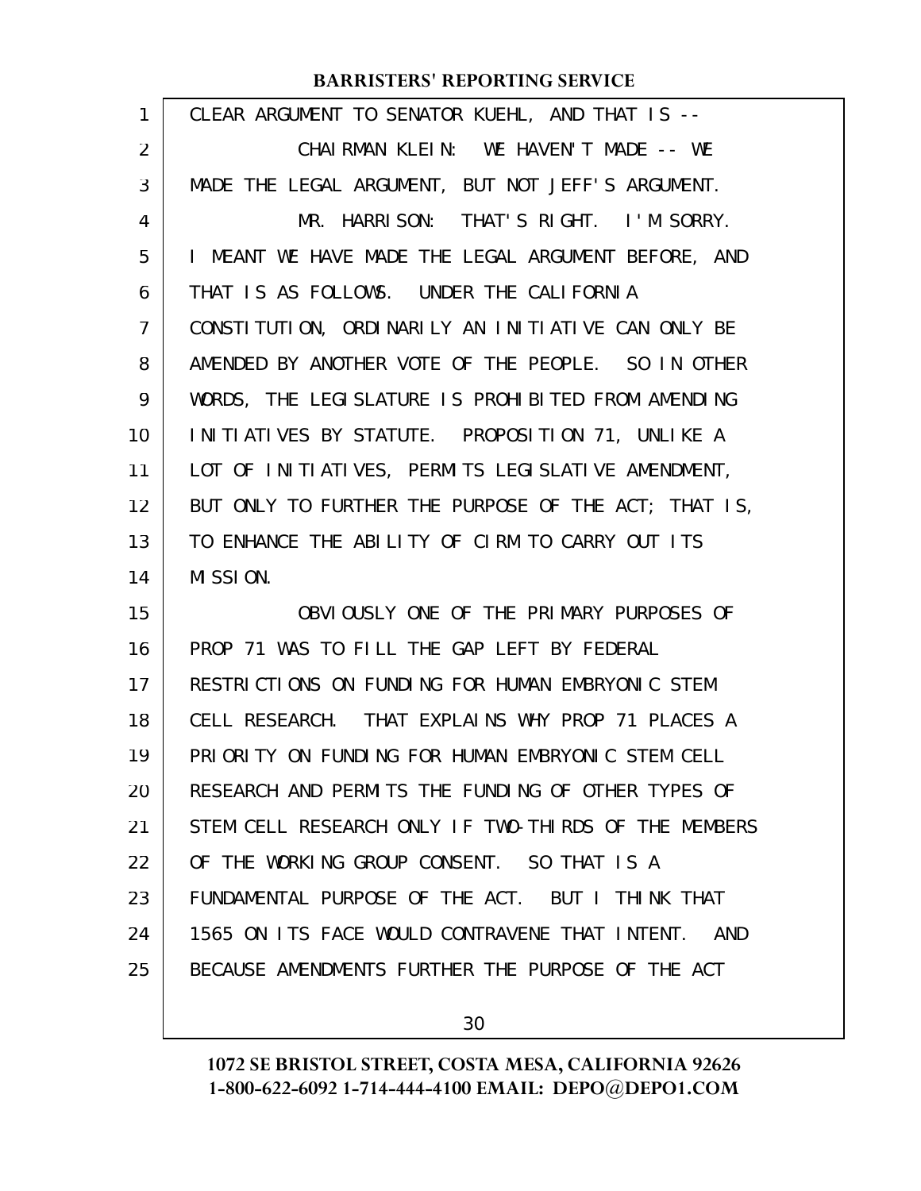CLEAR ARGUMENT TO SENATOR KUEHL, AND THAT IS --

CHAIRMAN KLEIN: WE HAVEN'T MADE -- WE MADE THE LEGAL ARGUMENT, BUT NOT JEFF'S ARGUMENT.

MR. HARRISON: THAT'S RIGHT. I'M SORRY. I MEANT WE HAVE MADE THE LEGAL ARGUMENT BEFORE, AND THAT IS AS FOLLOWS. UNDER THE CALIFORNIA CONSTITUTION, ORDINARILY AN INITIATIVE CAN ONLY BE AMENDED BY ANOTHER VOTE OF THE PEOPLE. SO IN OTHER WORDS, THE LEGISLATURE IS PROHIBITED FROM AMENDING INITIATIVES BY STATUTE. PROPOSITION 71, UNLIKE A LOT OF INITIATIVES, PERMITS LEGISLATIVE AMENDMENT, BUT ONLY TO FURTHER THE PURPOSE OF THE ACT; THAT IS, TO ENHANCE THE ABILITY OF CIRM TO CARRY OUT ITS MISSION.

OBVIOUSLY ONE OF THE PRIMARY PURPOSES OF PROP 71 WAS TO FILL THE GAP LEFT BY FEDERAL RESTRICTIONS ON FUNDING FOR HUMAN EMBRYONIC STEM CELL RESEARCH. THAT EXPLAINS WHY PROP 71 PLACES A PRIORITY ON FUNDING FOR HUMAN EMBRYONIC STEM CELL RESEARCH AND PERMITS THE FUNDING OF OTHER TYPES OF STEM CELL RESEARCH ONLY IF TWO-THIRDS OF THE MEMBERS OF THE WORKING GROUP CONSENT. SO THAT IS A FUNDAMENTAL PURPOSE OF THE ACT. BUT I THINK THAT 1565 ON ITS FACE WOULD CONTRAVENE THAT INTENT. AND BECAUSE AMENDMENTS FURTHER THE PURPOSE OF THE ACT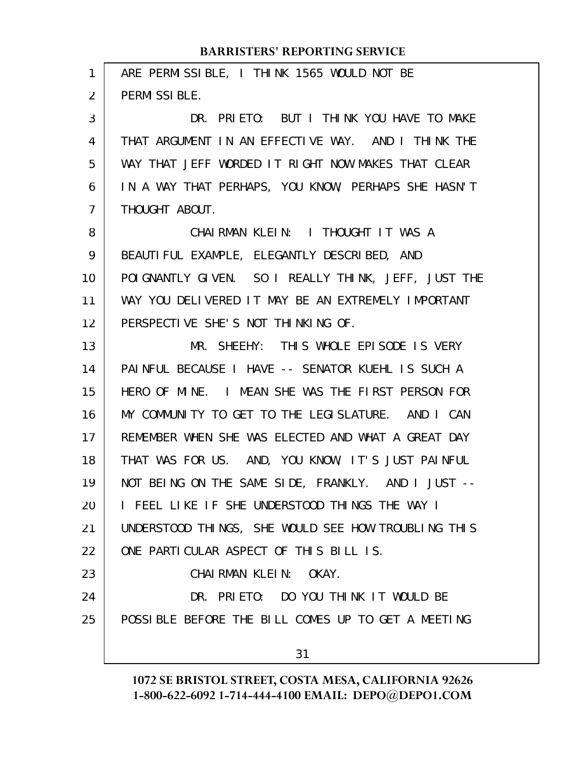ARE PERMISSIBLE, I THINK 1565 WOULD NOT BE PERMISSIBLE.

DR. PRIETO: BUT I THINK YOU HAVE TO MAKE THAT ARGUMENT IN AN EFFECTIVE WAY. AND I THINK THE WAY THAT JEFF WORDED IT RIGHT NOW MAKES THAT CLEAR IN A WAY THAT PERHAPS, YOU KNOW, PERHAPS SHE HASN'T THOUGHT ABOUT.

CHAIRMAN KLEIN: I THOUGHT IT WAS A BEAUTIFUL EXAMPLE, ELEGANTLY DESCRIBED, AND POIGNANTLY GIVEN. SO I REALLY THINK, JEFF, JUST THE WAY YOU DELIVERED IT MAY BE AN EXTREMELY IMPORTANT PERSPECTIVE SHE'S NOT THINKING OF.

MR. SHEEHY: THIS WHOLE EPISODE IS VERY PAINFUL BECAUSE I HAVE -- SENATOR KUEHL IS SUCH A HERO OF MINE. I MEAN SHE WAS THE FIRST PERSON FOR MY COMMUNITY TO GET TO THE LEGISLATURE. AND I CAN REMEMBER WHEN SHE WAS ELECTED AND WHAT A GREAT DAY THAT WAS FOR US. AND, YOU KNOW, IT'S JUST PAINFUL NOT BEING ON THE SAME SIDE, FRANKLY. AND I JUST -- I FEEL LIKE IF SHE UNDERSTOOD THINGS THE WAY I UNDERSTOOD THINGS, SHE WOULD SEE HOW TROUBLING THIS ONE PARTICULAR ASPECT OF THIS BILL IS.

CHAIRMAN KLEIN: OKAY.

DR. PRIETO: DO YOU THINK IT WOULD BE POSSIBLE BEFORE THE BILL COMES UP TO GET A MEETING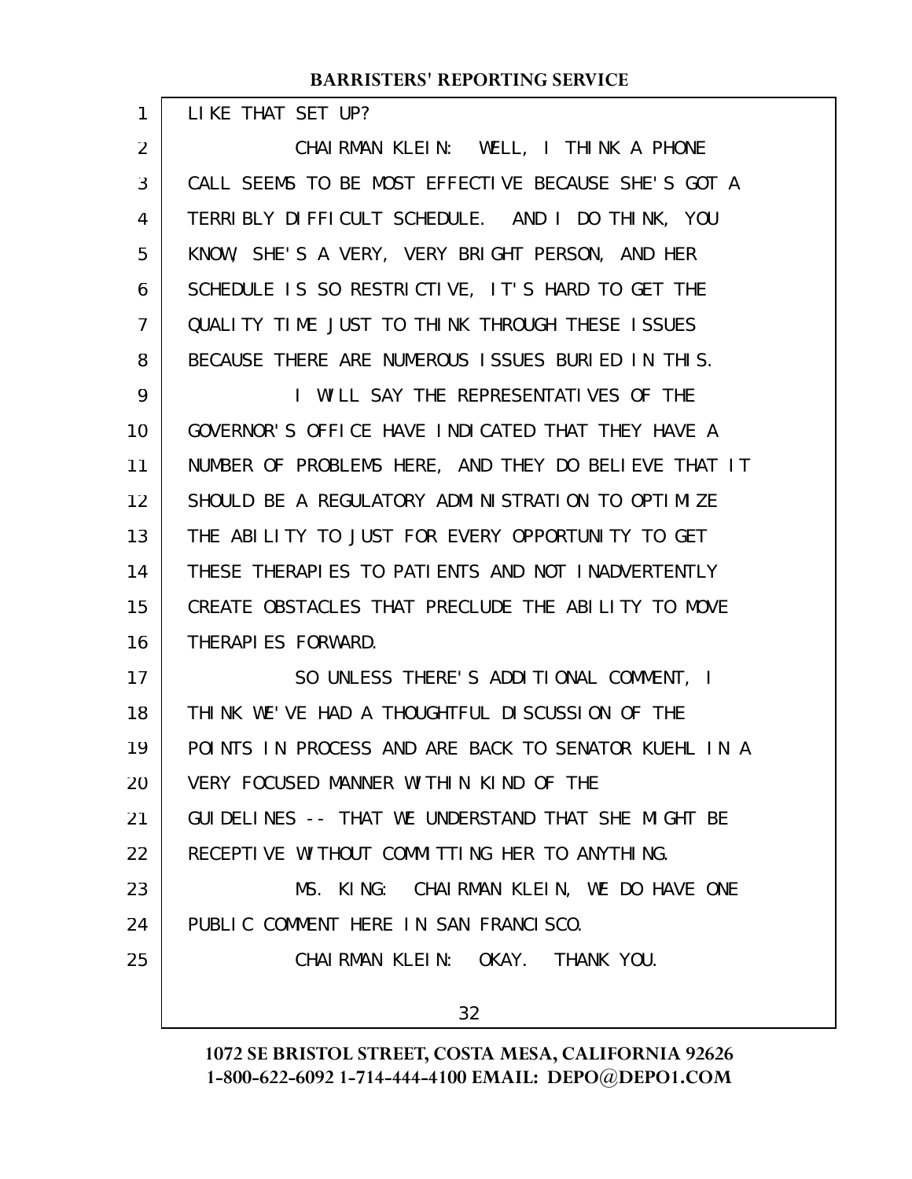LIKE THAT SET UP?

CHAIRMAN KLEIN: WELL, I THINK A PHONE CALL SEEMS TO BE MOST EFFECTIVE BECAUSE SHE'S GOT A TERRIBLY DIFFICULT SCHEDULE. AND I DO THINK, YOU KNOW, SHE'S A VERY, VERY BRIGHT PERSON, AND HER SCHEDULE IS SO RESTRICTIVE, IT'S HARD TO GET THE QUALITY TIME JUST TO THINK THROUGH THESE ISSUES BECAUSE THERE ARE NUMEROUS ISSUES BURIED IN THIS.

I WILL SAY THE REPRESENTATIVES OF THE GOVERNOR'S OFFICE HAVE INDICATED THAT THEY HAVE A NUMBER OF PROBLEMS HERE, AND THEY DO BELIEVE THAT IT SHOULD BE A REGULATORY ADMINISTRATION TO OPTIMIZE THE ABILITY TO JUST FOR EVERY OPPORTUNITY TO GET THESE THERAPIES TO PATIENTS AND NOT INADVERTENTLY CREATE OBSTACLES THAT PRECLUDE THE ABILITY TO MOVE THERAPIES FORWARD.

SO UNLESS THERE'S ADDITIONAL COMMENT, I THINK WE'VE HAD A THOUGHTFUL DISCUSSION OF THE POINTS IN PROCESS AND ARE BACK TO SENATOR KUEHL IN A VERY FOCUSED MANNER WITHIN KIND OF THE GUIDELINES -- THAT WE UNDERSTAND THAT SHE MIGHT BE RECEPTIVE WITHOUT COMMITTING HER TO ANYTHING.

MS. KING: CHAIRMAN KLEIN, WE DO HAVE ONE PUBLIC COMMENT HERE IN SAN FRANCISCO.

CHAIRMAN KLEIN: OKAY. THANK YOU.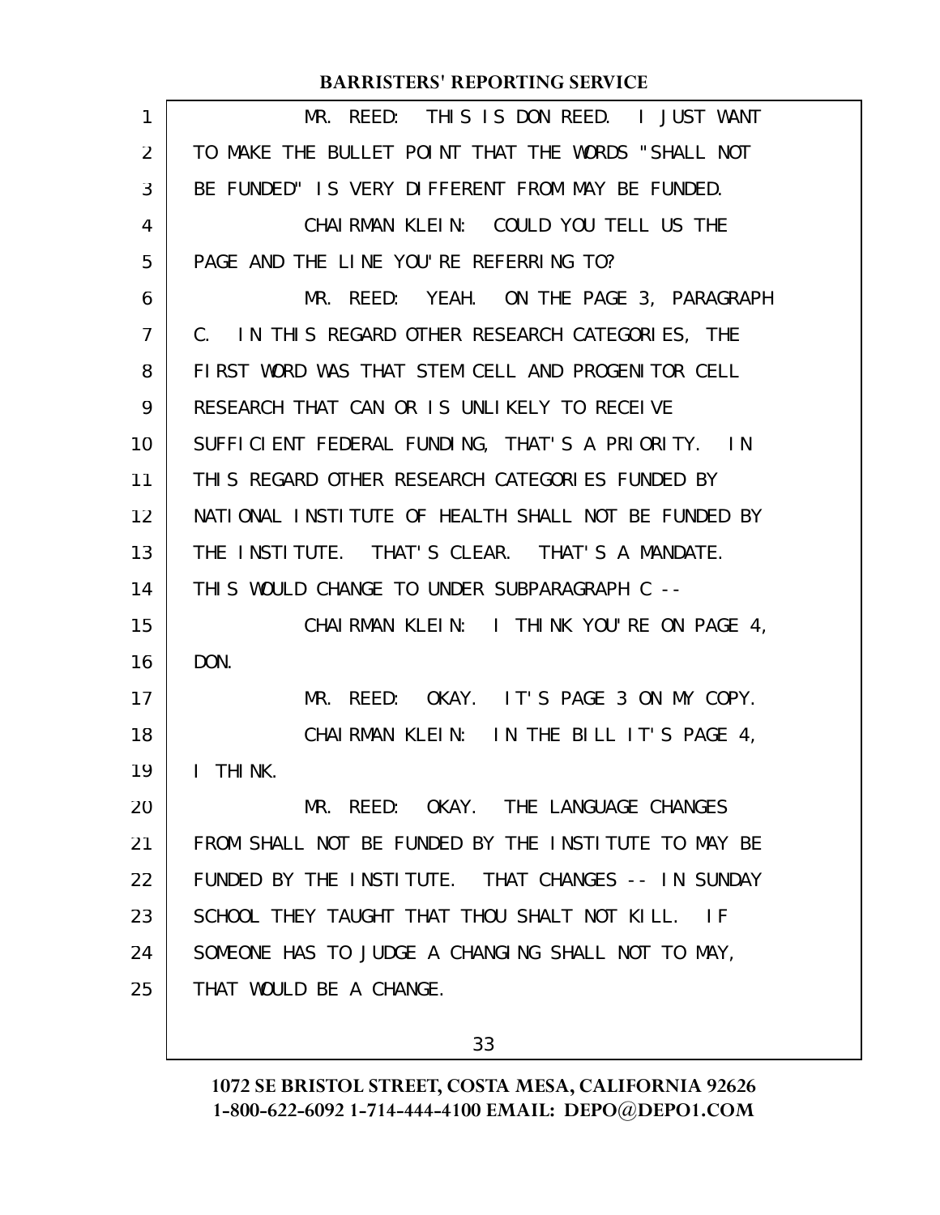MR. REED: THIS IS DON REED. I JUST WANT TO MAKE THE BULLET POINT THAT THE WORDS "SHALL NOT BE FUNDED" IS VERY DIFFERENT FROM MAY BE FUNDED.

CHAIRMAN KLEIN: COULD YOU TELL US THE PAGE AND THE LINE YOU'RE REFERRING TO?

MR. REED: YEAH. ON THE PAGE 3, PARAGRAPH C. IN THIS REGARD OTHER RESEARCH CATEGORIES, THE FIRST WORD WAS THAT STEM CELL AND PROGENITOR CELL RESEARCH THAT CAN OR IS UNLIKELY TO RECEIVE SUFFICIENT FEDERAL FUNDING, THAT'S A PRIORITY. IN THIS REGARD OTHER RESEARCH CATEGORIES FUNDED BY NATIONAL INSTITUTE OF HEALTH SHALL NOT BE FUNDED BY THE INSTITUTE. THAT'S CLEAR. THAT'S A MANDATE. THIS WOULD CHANGE TO UNDER SUBPARAGRAPH C --

CHAIRMAN KLEIN: I THINK YOU'RE ON PAGE 4, DON.

MR. REED: OKAY. IT'S PAGE 3 ON MY COPY.

CHAIRMAN KLEIN: IN THE BILL IT'S PAGE 4, I THINK.

MR. REED: OKAY. THE LANGUAGE CHANGES FROM SHALL NOT BE FUNDED BY THE INSTITUTE TO MAY BE FUNDED BY THE INSTITUTE. THAT CHANGES -- IN SUNDAY SCHOOL THEY TAUGHT THAT THOU SHALT NOT KILL. IF SOMEONE HAS TO JUDGE A CHANGING SHALL NOT TO MAY, THAT WOULD BE A CHANGE.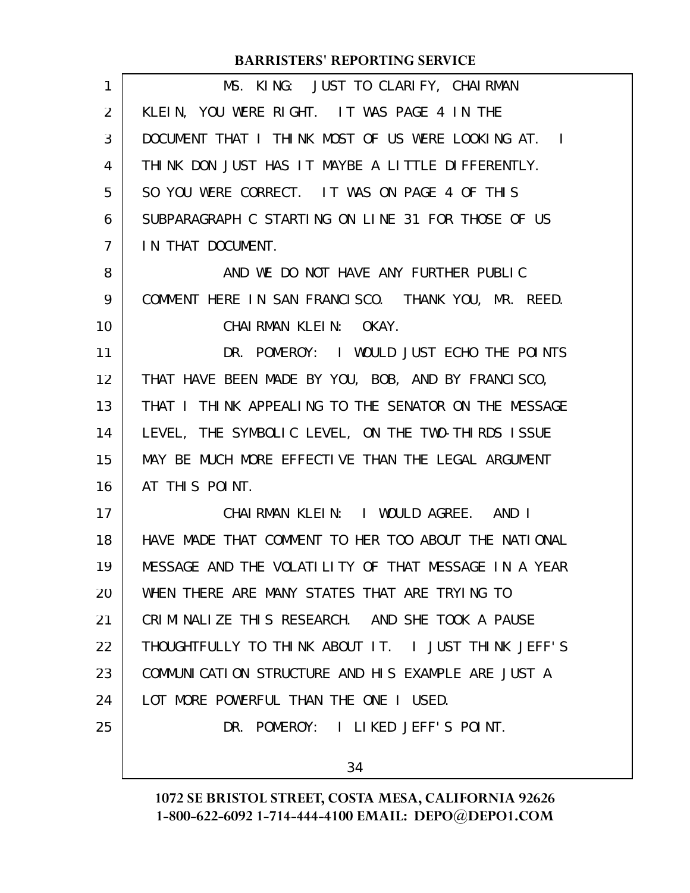MS. KING: JUST TO CLARIFY, CHAIRMAN KLEIN, YOU WERE RIGHT. IT WAS PAGE 4 IN THE DOCUMENT THAT I THINK MOST OF US WERE LOOKING AT. I THINK DON JUST HAS IT MAYBE A LITTLE DIFFERENTLY. SO YOU WERE CORRECT. IT WAS ON PAGE 4 OF THIS SUBPARAGRAPH C STARTING ON LINE 31 FOR THOSE OF US IN THAT DOCUMENT.

AND WE DO NOT HAVE ANY FURTHER PUBLIC COMMENT HERE IN SAN FRANCISCO. THANK YOU, MR. REED.

CHAIRMAN KLEIN: OKAY.

DR. POMEROY: I WOULD JUST ECHO THE POINTS THAT HAVE BEEN MADE BY YOU, BOB, AND BY FRANCISCO, THAT I THINK APPEALING TO THE SENATOR ON THE MESSAGE LEVEL, THE SYMBOLIC LEVEL, ON THE TWO-THIRDS ISSUE MAY BE MUCH MORE EFFECTIVE THAN THE LEGAL ARGUMENT AT THIS POINT.

CHAIRMAN KLEIN: I WOULD AGREE. AND I HAVE MADE THAT COMMENT TO HER TOO ABOUT THE NATIONAL MESSAGE AND THE VOLATILITY OF THAT MESSAGE IN A YEAR WHEN THERE ARE MANY STATES THAT ARE TRYING TO CRIMINALIZE THIS RESEARCH. AND SHE TOOK A PAUSE THOUGHTFULLY TO THINK ABOUT IT. I JUST THINK JEFF'S COMMUNICATION STRUCTURE AND HIS EXAMPLE ARE JUST A LOT MORE POWERFUL THAN THE ONE I USED.

DR. POMEROY: I LIKED JEFF'S POINT.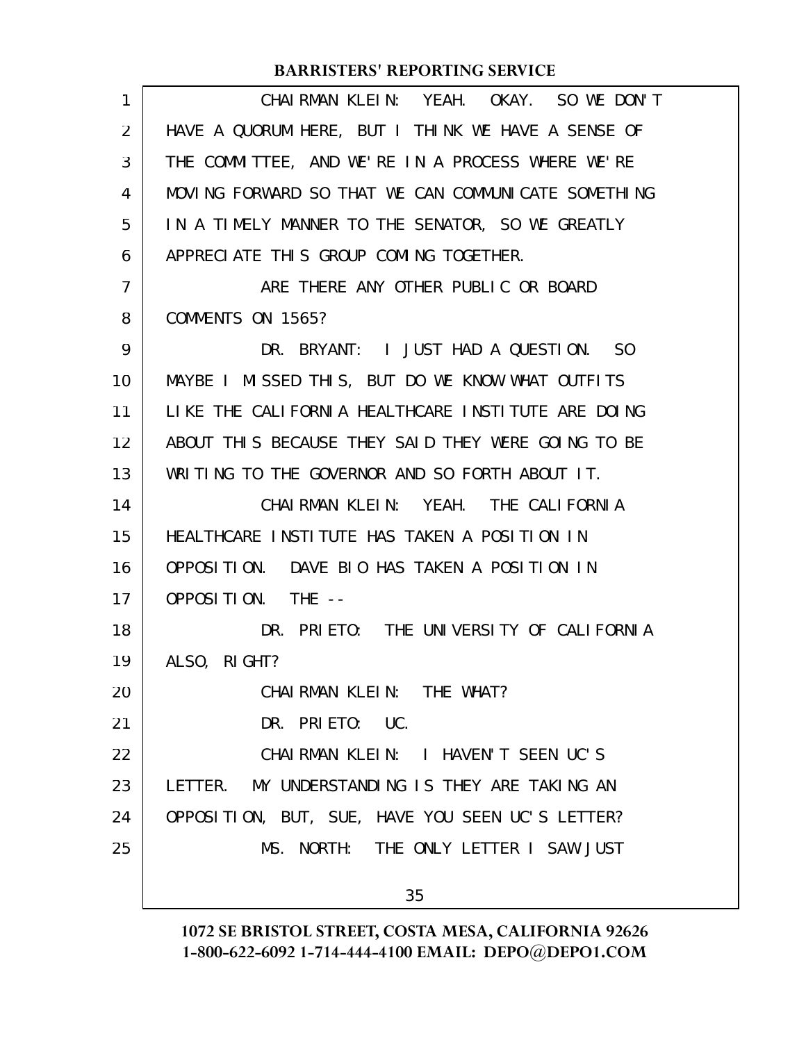CHAIRMAN KLEIN: YEAH. OKAY. SO WE DON'T HAVE A QUORUM HERE, BUT I THINK WE HAVE A SENSE OF THE COMMITTEE, AND WE'RE IN A PROCESS WHERE WE'RE MOVING FORWARD SO THAT WE CAN COMMUNICATE SOMETHING IN A TIMELY MANNER TO THE SENATOR, SO WE GREATLY APPRECIATE THIS GROUP COMING TOGETHER.

ARE THERE ANY OTHER PUBLIC OR BOARD COMMENTS ON 1565?

DR. BRYANT: I JUST HAD A QUESTION. SO MAYBE I MISSED THIS, BUT DO WE KNOW WHAT OUTFITS LIKE THE CALIFORNIA HEALTHCARE INSTITUTE ARE DOING ABOUT THIS BECAUSE THEY SAID THEY WERE GOING TO BE WRITING TO THE GOVERNOR AND SO FORTH ABOUT IT.

CHAIRMAN KLEIN: YEAH. THE CALIFORNIA HEALTHCARE INSTITUTE HAS TAKEN A POSITION IN OPPOSITION. DAVE BIO HAS TAKEN A POSITION IN OPPOSITION. THE --

DR. PRIETO: THE UNIVERSITY OF CALIFORNIA ALSO, RIGHT?

CHAIRMAN KLEIN: THE WHAT?

DR. PRIETO: UC.

CHAIRMAN KLEIN: I HAVEN'T SEEN UC'S LETTER. MY UNDERSTANDING IS THEY ARE TAKING AN OPPOSITION, BUT, SUE, HAVE YOU SEEN UC'S LETTER?

MS. NORTH: THE ONLY LETTER I SAW JUST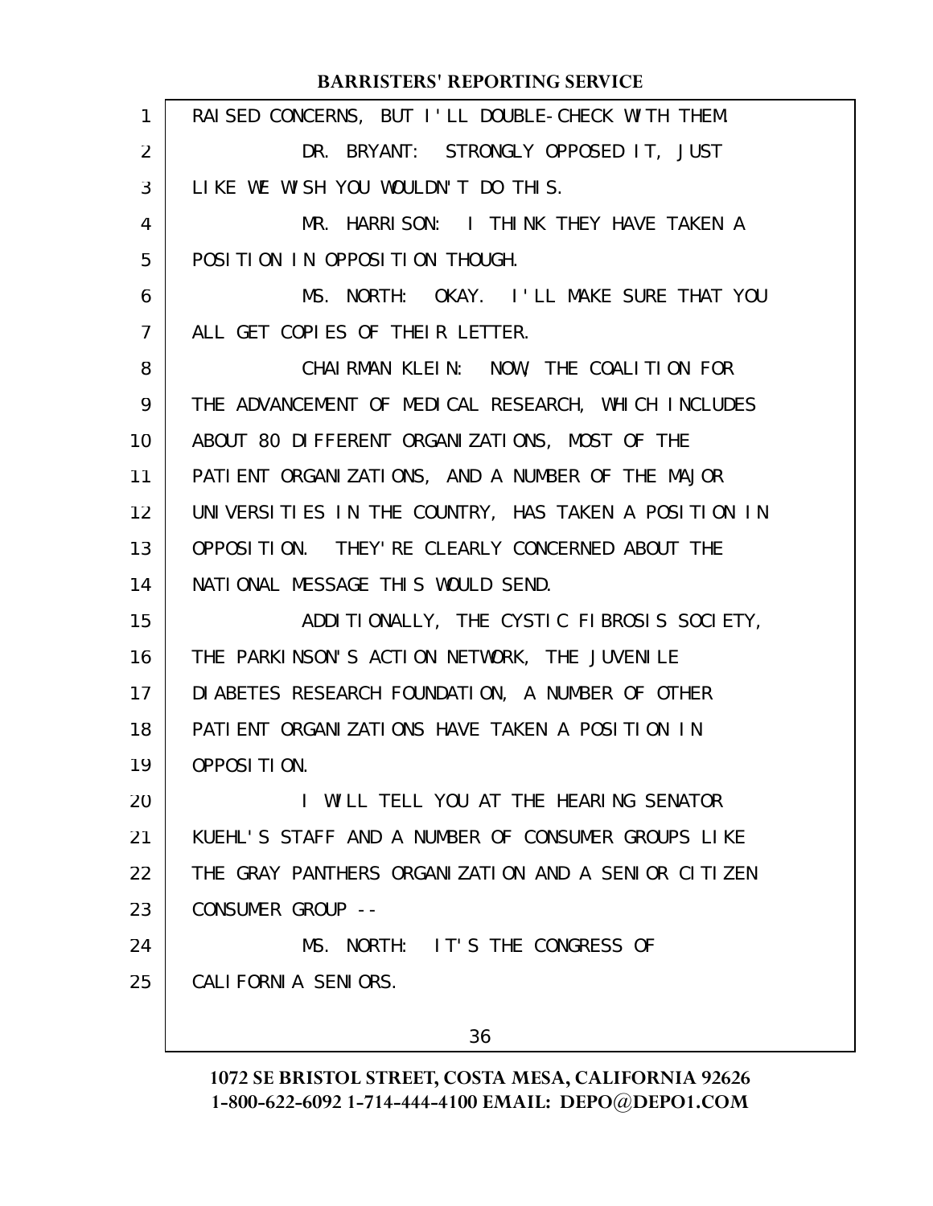RAISED CONCERNS, BUT I'LL DOUBLE-CHECK WITH THEM.

DR. BRYANT: STRONGLY OPPOSED IT, JUST LIKE WE WISH YOU WOULDN'T DO THIS.

MR. HARRISON: I THINK THEY HAVE TAKEN A POSITION IN OPPOSITION THOUGH.

MS. NORTH: OKAY. I'LL MAKE SURE THAT YOU ALL GET COPIES OF THEIR LETTER.

CHAIRMAN KLEIN: NOW, THE COALITION FOR THE ADVANCEMENT OF MEDICAL RESEARCH, WHICH INCLUDES ABOUT 80 DIFFERENT ORGANIZATIONS, MOST OF THE PATIENT ORGANIZATIONS, AND A NUMBER OF THE MAJOR UNIVERSITIES IN THE COUNTRY, HAS TAKEN A POSITION IN OPPOSITION. THEY'RE CLEARLY CONCERNED ABOUT THE NATIONAL MESSAGE THIS WOULD SEND.

ADDITIONALLY, THE CYSTIC FIBROSIS SOCIETY, THE PARKINSON'S ACTION NETWORK, THE JUVENILE DIABETES RESEARCH FOUNDATION, A NUMBER OF OTHER PATIENT ORGANIZATIONS HAVE TAKEN A POSITION IN OPPOSITION.

I WILL TELL YOU AT THE HEARING SENATOR KUEHL'S STAFF AND A NUMBER OF CONSUMER GROUPS LIKE THE GRAY PANTHERS ORGANIZATION AND A SENIOR CITIZEN CONSUMER GROUP --

MS. NORTH: IT'S THE CONGRESS OF CALIFORNIA SENIORS.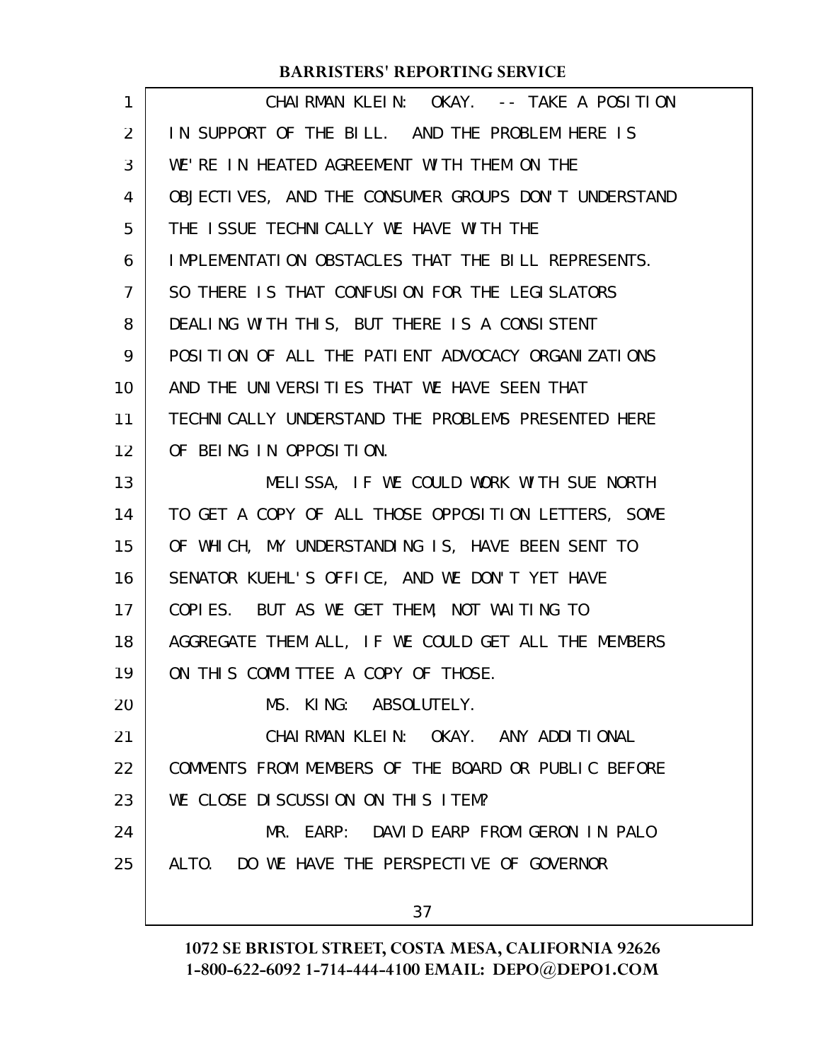CHAIRMAN KLEIN: OKAY. -- TAKE A POSITION IN SUPPORT OF THE BILL. AND THE PROBLEM HERE IS WE'RE IN HEATED AGREEMENT WITH THEM ON THE OBJECTIVES, AND THE CONSUMER GROUPS DON'T UNDERSTAND THE ISSUE TECHNICALLY WE HAVE WITH THE IMPLEMENTATION OBSTACLES THAT THE BILL REPRESENTS. SO THERE IS THAT CONFUSION FOR THE LEGISLATORS DEALING WITH THIS, BUT THERE IS A CONSISTENT POSITION OF ALL THE PATIENT ADVOCACY ORGANIZATIONS AND THE UNIVERSITIES THAT WE HAVE SEEN THAT TECHNICALLY UNDERSTAND THE PROBLEMS PRESENTED HERE OF BEING IN OPPOSITION.

MELISSA, IF WE COULD WORK WITH SUE NORTH TO GET A COPY OF ALL THOSE OPPOSITION LETTERS, SOME OF WHICH, MY UNDERSTANDING IS, HAVE BEEN SENT TO SENATOR KUEHL'S OFFICE, AND WE DON'T YET HAVE COPIES. BUT AS WE GET THEM, NOT WAITING TO AGGREGATE THEM ALL, IF WE COULD GET ALL THE MEMBERS ON THIS COMMITTEE A COPY OF THOSE.

MS. KING: ABSOLUTELY.

CHAIRMAN KLEIN: OKAY. ANY ADDITIONAL COMMENTS FROM MEMBERS OF THE BOARD OR PUBLIC BEFORE WE CLOSE DISCUSSION ON THIS ITEM?

MR. EARP: DAVID EARP FROM GERON IN PALO ALTO. DO WE HAVE THE PERSPECTIVE OF GOVERNOR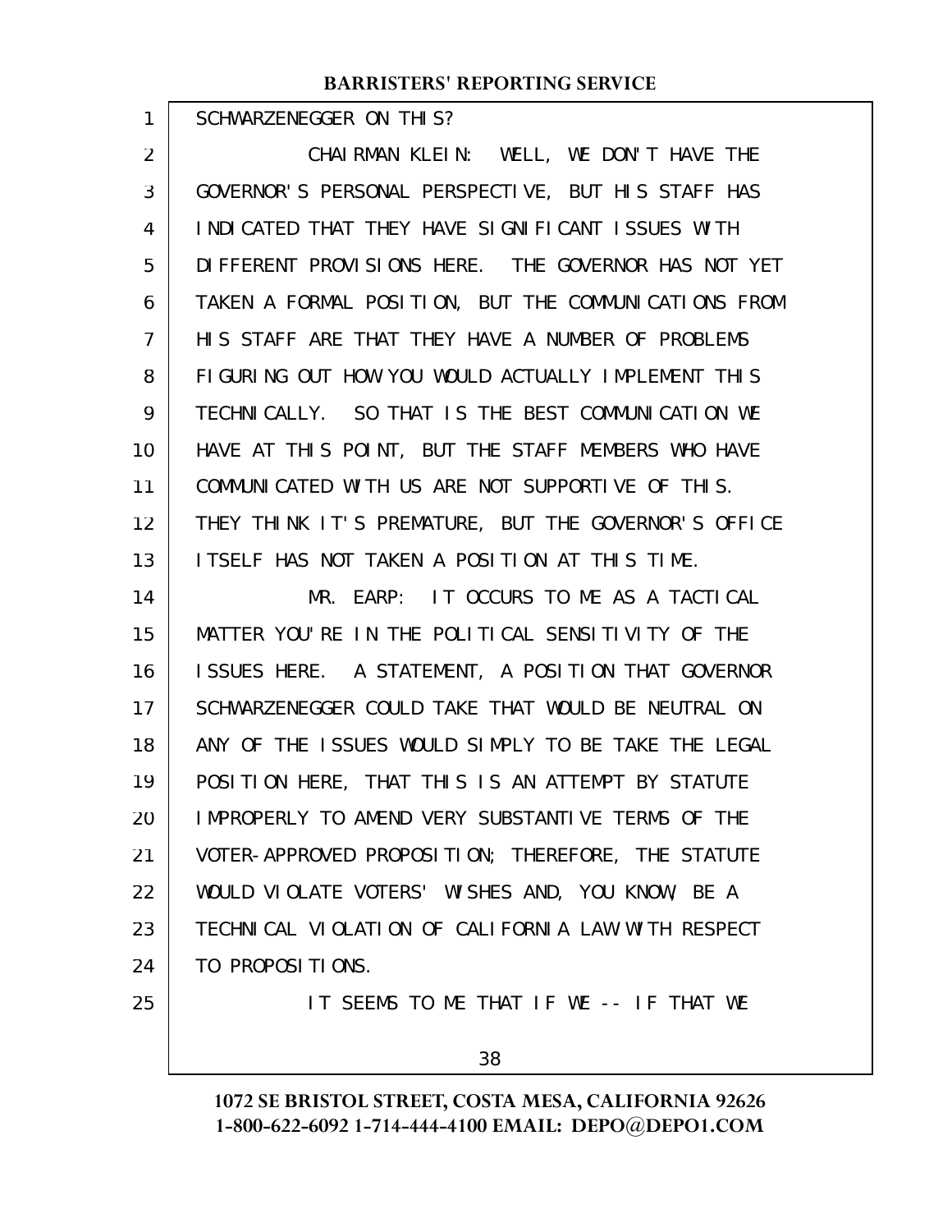SCHWARZENEGGER ON THIS?

CHAIRMAN KLEIN: WELL, WE DON'T HAVE THE GOVERNOR'S PERSONAL PERSPECTIVE, BUT HIS STAFF HAS INDICATED THAT THEY HAVE SIGNIFICANT ISSUES WITH DIFFERENT PROVISIONS HERE. THE GOVERNOR HAS NOT YET TAKEN A FORMAL POSITION, BUT THE COMMUNICATIONS FROM HIS STAFF ARE THAT THEY HAVE A NUMBER OF PROBLEMS FIGURING OUT HOW YOU WOULD ACTUALLY IMPLEMENT THIS TECHNICALLY. SO THAT IS THE BEST COMMUNICATION WE HAVE AT THIS POINT, BUT THE STAFF MEMBERS WHO HAVE COMMUNICATED WITH US ARE NOT SUPPORTIVE OF THIS. THEY THINK IT'S PREMATURE, BUT THE GOVERNOR'S OFFICE ITSELF HAS NOT TAKEN A POSITION AT THIS TIME.

MR. EARP: IT OCCURS TO ME AS A TACTICAL MATTER YOU'RE IN THE POLITICAL SENSITIVITY OF THE ISSUES HERE. A STATEMENT, A POSITION THAT GOVERNOR SCHWARZENEGGER COULD TAKE THAT WOULD BE NEUTRAL ON ANY OF THE ISSUES WOULD SIMPLY TO BE TAKE THE LEGAL POSITION HERE, THAT THIS IS AN ATTEMPT BY STATUTE IMPROPERLY TO AMEND VERY SUBSTANTIVE TERMS OF THE VOTER-APPROVED PROPOSITION; THEREFORE, THE STATUTE WOULD VIOLATE VOTERS' WISHES AND, YOU KNOW, BE A TECHNICAL VIOLATION OF CALIFORNIA LAW WITH RESPECT TO PROPOSITIONS.

IT SEEMS TO ME THAT IF WE -- IF THAT WE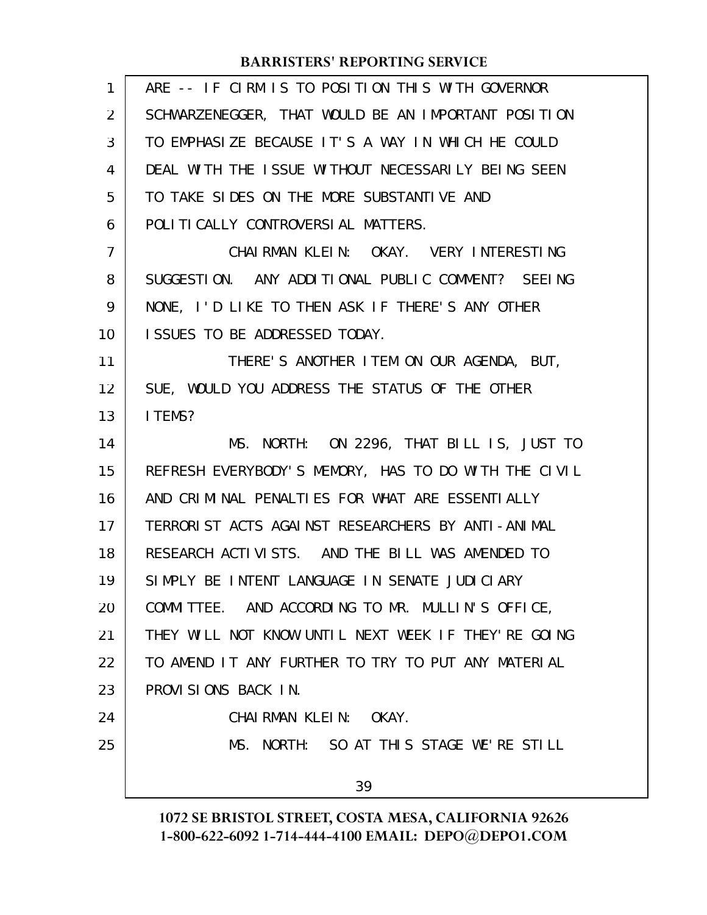ARE -- IF CIRM IS TO POSITION THIS WITH GOVERNOR SCHWARZENEGGER, THAT WOULD BE AN IMPORTANT POSITION TO EMPHASIZE BECAUSE IT'S A WAY IN WHICH HE COULD DEAL WITH THE ISSUE WITHOUT NECESSARILY BEING SEEN TO TAKE SIDES ON THE MORE SUBSTANTIVE AND POLITICALLY CONTROVERSIAL MATTERS.

CHAIRMAN KLEIN: OKAY. VERY INTERESTING SUGGESTION. ANY ADDITIONAL PUBLIC COMMENT? SEEING NONE, I'D LIKE TO THEN ASK IF THERE'S ANY OTHER ISSUES TO BE ADDRESSED TODAY.

THERE'S ANOTHER ITEM ON OUR AGENDA, BUT, SUE, WOULD YOU ADDRESS THE STATUS OF THE OTHER ITEMS?

MS. NORTH: ON 2296, THAT BILL IS, JUST TO REFRESH EVERYBODY'S MEMORY, HAS TO DO WITH THE CIVIL AND CRIMINAL PENALTIES FOR WHAT ARE ESSENTIALLY TERRORIST ACTS AGAINST RESEARCHERS BY ANTI-ANIMAL RESEARCH ACTIVISTS. AND THE BILL WAS AMENDED TO SIMPLY BE INTENT LANGUAGE IN SENATE JUDICIARY COMMITTEE. AND ACCORDING TO MR. MULLIN'S OFFICE, THEY WILL NOT KNOW UNTIL NEXT WEEK IF THEY'RE GOING TO AMEND IT ANY FURTHER TO TRY TO PUT ANY MATERIAL PROVISIONS BACK IN.

CHAIRMAN KLEIN: OKAY.

MS. NORTH: SO AT THIS STAGE WE'RE STILL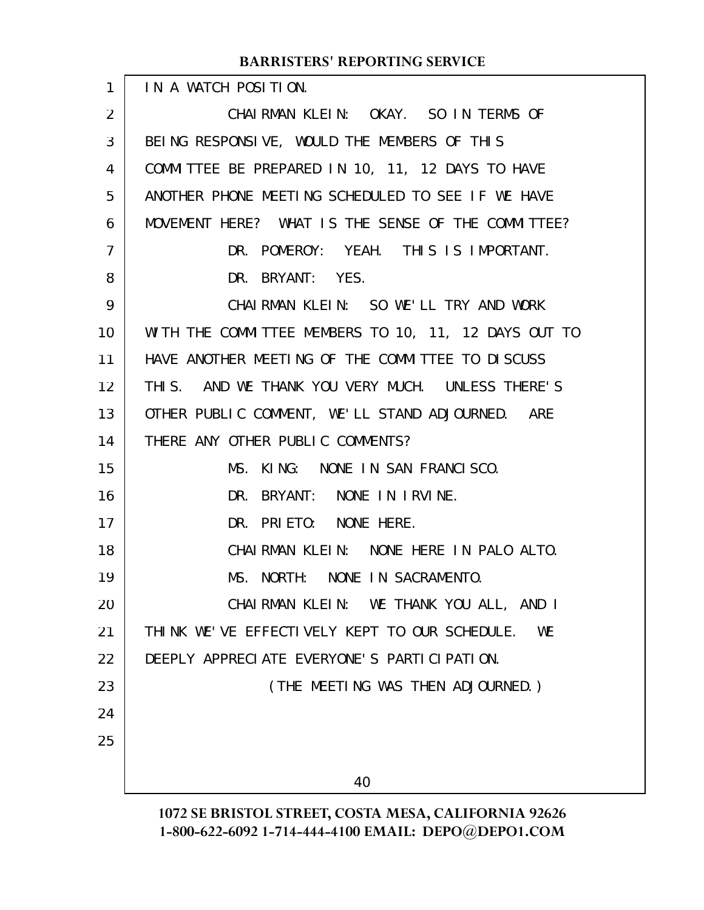IN A WATCH POSITION.

CHAIRMAN KLEIN: OKAY. SO IN TERMS OF BEING RESPONSIVE, WOULD THE MEMBERS OF THIS COMMITTEE BE PREPARED IN 10, 11, 12 DAYS TO HAVE ANOTHER PHONE MEETING SCHEDULED TO SEE IF WE HAVE MOVEMENT HERE? WHAT IS THE SENSE OF THE COMMITTEE?

DR. POMEROY: YEAH. THIS IS IMPORTANT.

DR. BRYANT: YES.

CHAIRMAN KLEIN: SO WE'LL TRY AND WORK WITH THE COMMITTEE MEMBERS TO 10, 11, 12 DAYS OUT TO HAVE ANOTHER MEETING OF THE COMMITTEE TO DISCUSS THIS. AND WE THANK YOU VERY MUCH. UNLESS THERE'S OTHER PUBLIC COMMENT, WE'LL STAND ADJOURNED. ARE THERE ANY OTHER PUBLIC COMMENTS?

MS. KING: NONE IN SAN FRANCISCO.

DR. BRYANT: NONE IN IRVINE.

DR. PRIETO: NONE HERE.

CHAIRMAN KLEIN: NONE HERE IN PALO ALTO.

MS. NORTH: NONE IN SACRAMENTO.

CHAIRMAN KLEIN: WE THANK YOU ALL, AND I THINK WE'VE EFFECTIVELY KEPT TO OUR SCHEDULE. WE DEEPLY APPRECIATE EVERYONE'S PARTICIPATION.

(THE MEETING WAS THEN ADJOURNED.)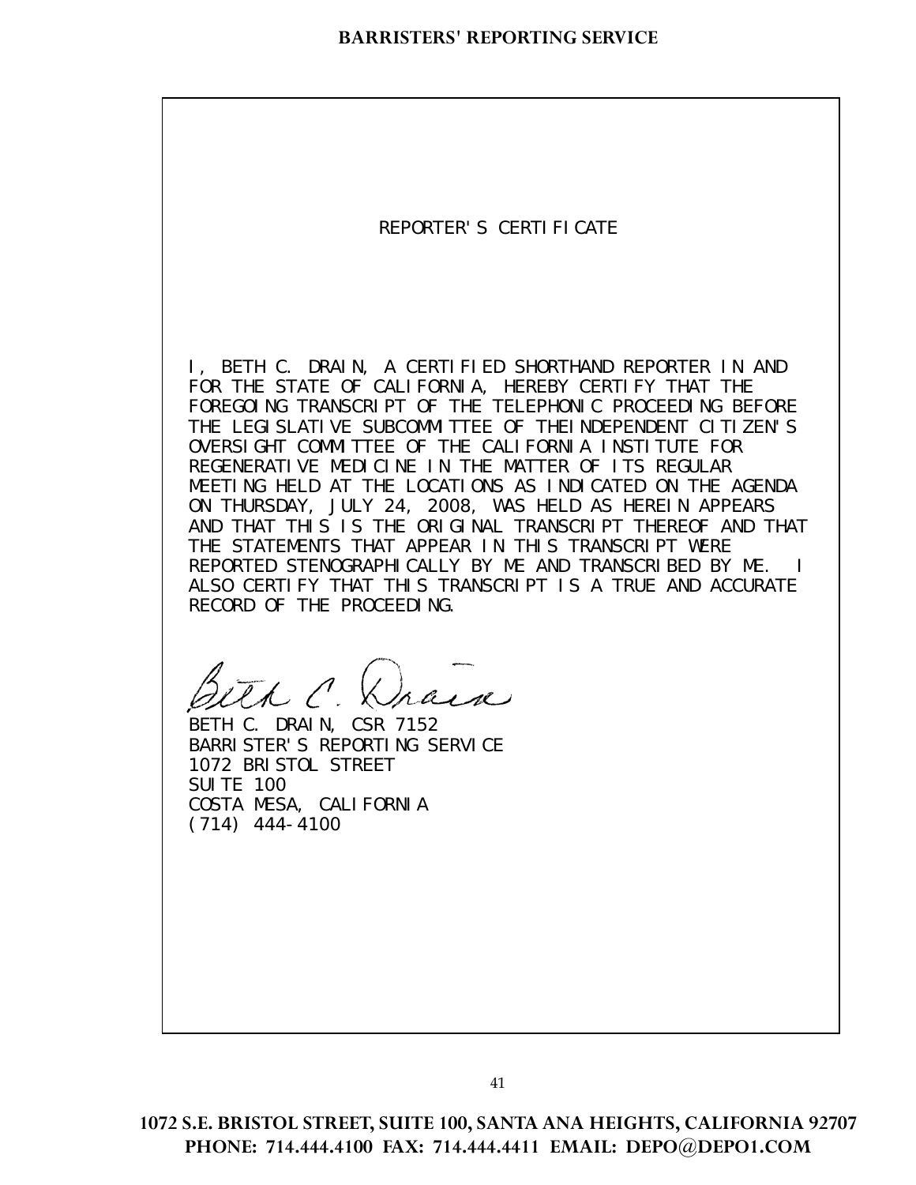# REPORTER'S CERTIFICATE

I, BETH C. DRAIN, A CERTIFIED SHORTHAND REPORTER IN AND FOR THE STATE OF CALIFORNIA, HEREBY CERTIFY THAT THE FOREGOING TRANSCRIPT OF THE TELEPHONIC PROCEEDING BEFORE THE LEGISLATIVE SUBCOMMITTEE OF THEINDEPENDENT CITIZEN'S OVERSIGHT COMMITTEE OF THE CALIFORNIA INSTITUTE FOR REGENERATIVE MEDICINE IN THE MATTER OF ITS REGULAR MEETING HELD AT THE LOCATIONS AS INDICATED ON THE AGENDA ON THURSDAY, JULY 24, 2008, WAS HELD AS HEREIN APPEARS AND THAT THIS IS THE ORIGINAL TRANSCRIPT THEREOF AND THAT THE STATEMENTS THAT APPEAR IN THIS TRANSCRIPT WERE REPORTED STENOGRAPHICALLY BY ME AND TRANSCRIBED BY ME. I ALSO CERTIFY THAT THIS TRANSCRIPT IS A TRUE AND ACCURATE RECORD OF THE PROCEEDING.

Beth C. Drain

BETH C. DRAIN, CSR 7152
BARRISTER'S REPORTING SERVICE
1072 BRISTOL STREET
SUITE 100
COSTA MESA, CALIFORNIA
(714) 444-4100